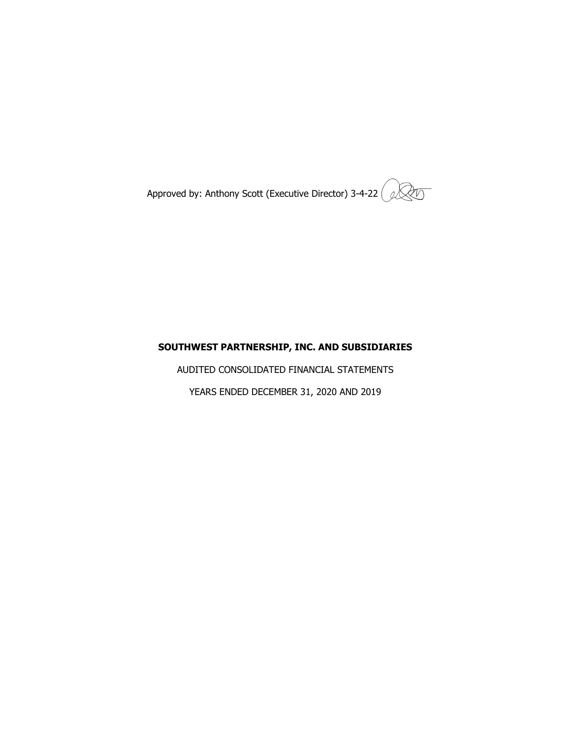Approved by: Anthony Scott (Executive Director) 3-4-22

# SOUTHWEST PARTNERSHIP, INC. AND SUBSIDIARIES

AUDITED CONSOLIDATED FINANCIAL STATEMENTS

YEARS ENDED DECEMBER 31, 2020 AND 2019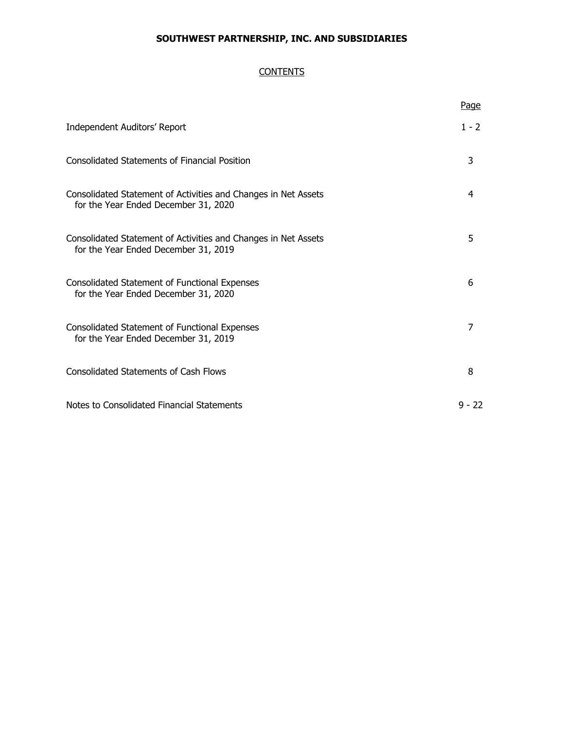**SOUTHWEST PARTNERSHIP, INC. AND SUBSIDIARIES**

CONTENTS

| | Page |
|---|---|
| Independent Auditors' Report | 1 - 2 |
| Consolidated Statements of Financial Position | 3 |
| Consolidated Statement of Activities and Changes in Net Assets for the Year Ended December 31, 2020 | 4 |
| Consolidated Statement of Activities and Changes in Net Assets for the Year Ended December 31, 2019 | 5 |
| Consolidated Statement of Functional Expenses for the Year Ended December 31, 2020 | 6 |
| Consolidated Statement of Functional Expenses for the Year Ended December 31, 2019 | 7 |
| Consolidated Statements of Cash Flows | 8 |
| Notes to Consolidated Financial Statements | 9 - 22 |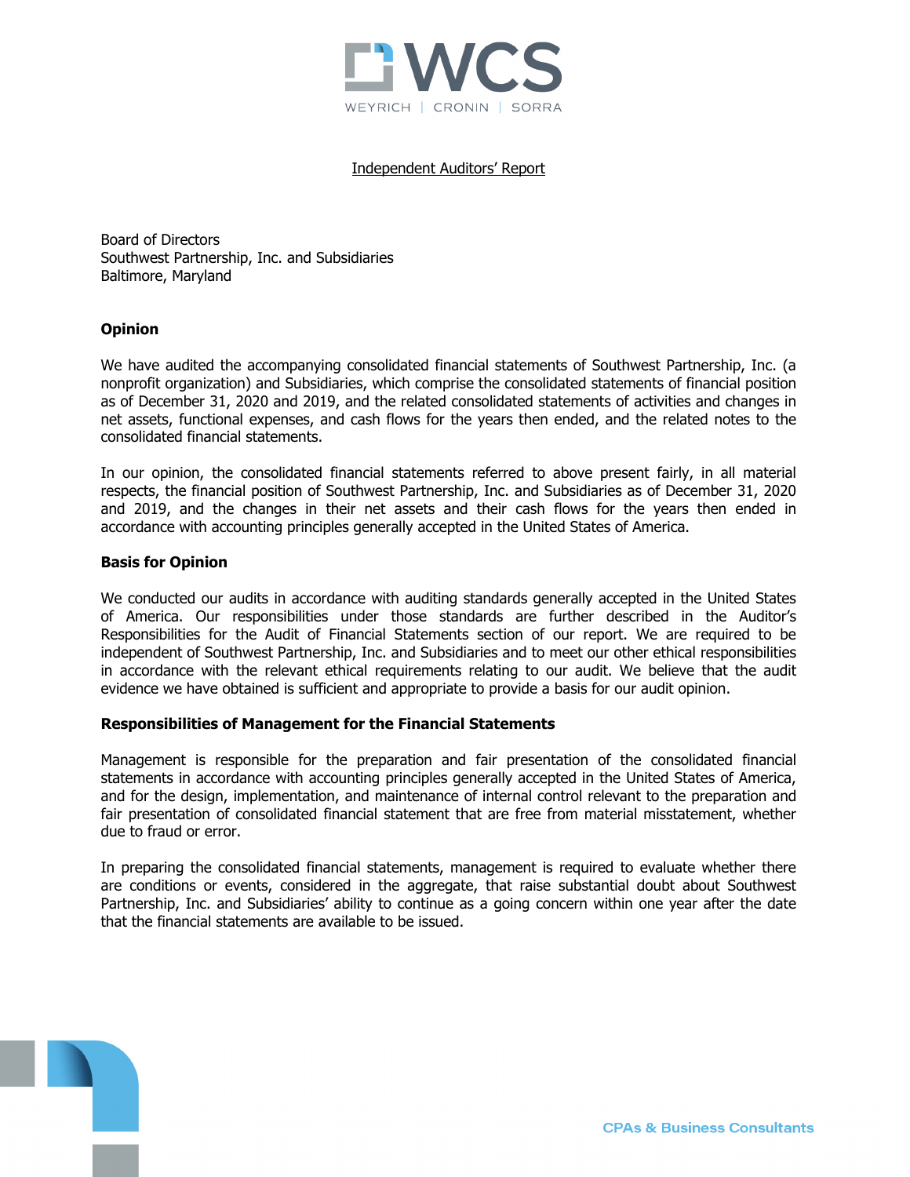WCS

WEYRICH | CRONIN | SORRA

Independent Auditors' Report

Board of Directors
Southwest Partnership, Inc. and Subsidiaries
Baltimore, Maryland

**Opinion**

We have audited the accompanying consolidated financial statements of Southwest Partnership, Inc. (a nonprofit organization) and Subsidiaries, which comprise the consolidated statements of financial position as of December 31, 2020 and 2019, and the related consolidated statements of activities and changes in net assets, functional expenses, and cash flows for the years then ended, and the related notes to the consolidated financial statements.

In our opinion, the consolidated financial statements referred to above present fairly, in all material respects, the financial position of Southwest Partnership, Inc. and Subsidiaries as of December 31, 2020 and 2019, and the changes in their net assets and their cash flows for the years then ended in accordance with accounting principles generally accepted in the United States of America.

**Basis for Opinion**

We conducted our audits in accordance with auditing standards generally accepted in the United States of America. Our responsibilities under those standards are further described in the Auditor's Responsibilities for the Audit of Financial Statements section of our report. We are required to be independent of Southwest Partnership, Inc. and Subsidiaries and to meet our other ethical responsibilities in accordance with the relevant ethical requirements relating to our audit. We believe that the audit evidence we have obtained is sufficient and appropriate to provide a basis for our audit opinion.

**Responsibilities of Management for the Financial Statements**

Management is responsible for the preparation and fair presentation of the consolidated financial statements in accordance with accounting principles generally accepted in the United States of America, and for the design, implementation, and maintenance of internal control relevant to the preparation and fair presentation of consolidated financial statement that are free from material misstatement, whether due to fraud or error.

In preparing the consolidated financial statements, management is required to evaluate whether there are conditions or events, considered in the aggregate, that raise substantial doubt about Southwest Partnership, Inc. and Subsidiaries' ability to continue as a going concern within one year after the date that the financial statements are available to be issued.

CPAs & Business Consultants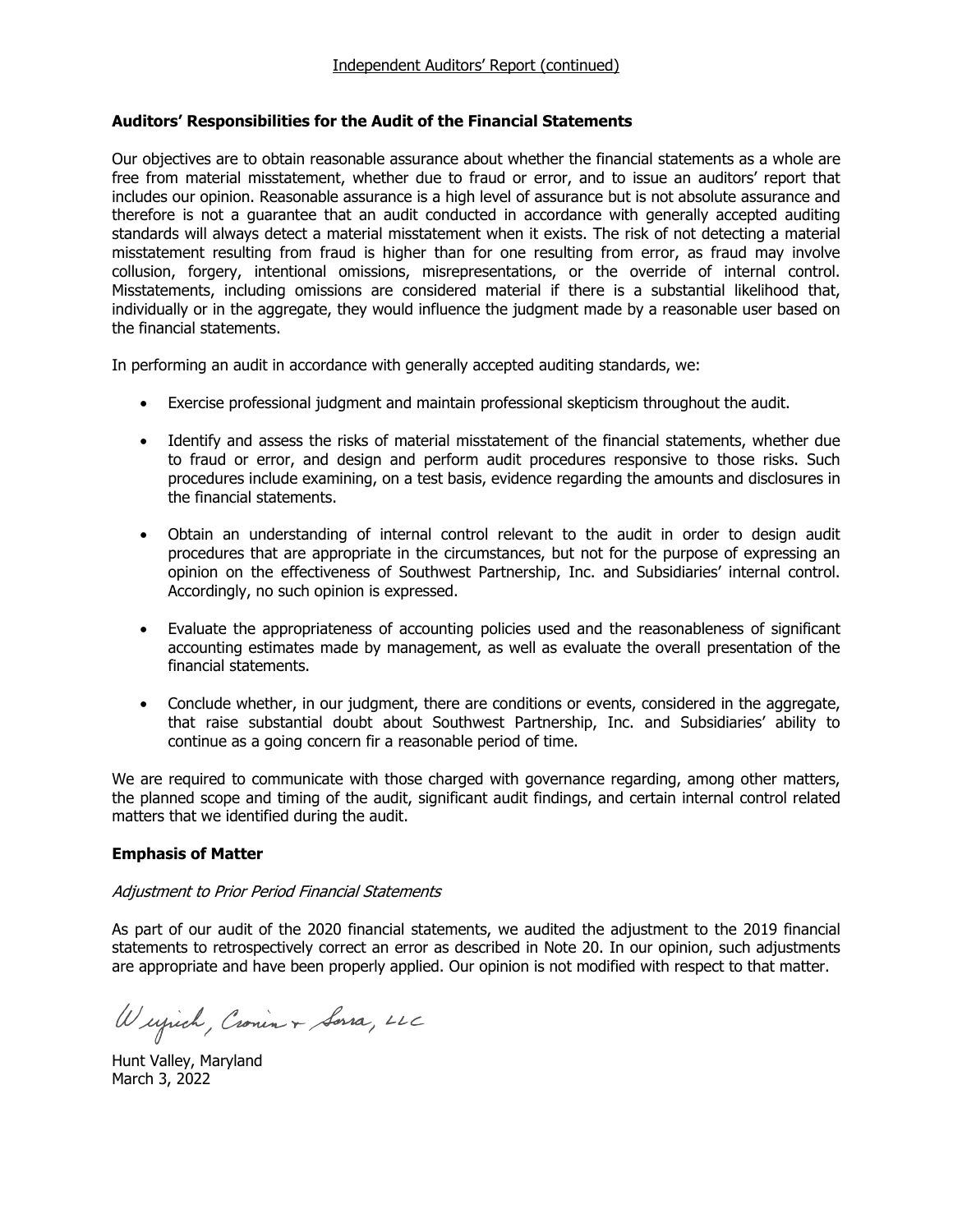Independent Auditors' Report (continued)

**Auditors' Responsibilities for the Audit of the Financial Statements**

Our objectives are to obtain reasonable assurance about whether the financial statements as a whole are free from material misstatement, whether due to fraud or error, and to issue an auditors' report that includes our opinion. Reasonable assurance is a high level of assurance but is not absolute assurance and therefore is not a guarantee that an audit conducted in accordance with generally accepted auditing standards will always detect a material misstatement when it exists. The risk of not detecting a material misstatement resulting from fraud is higher than for one resulting from error, as fraud may involve collusion, forgery, intentional omissions, misrepresentations, or the override of internal control. Misstatements, including omissions are considered material if there is a substantial likelihood that, individually or in the aggregate, they would influence the judgment made by a reasonable user based on the financial statements.

In performing an audit in accordance with generally accepted auditing standards, we:

- Exercise professional judgment and maintain professional skepticism throughout the audit.
- Identify and assess the risks of material misstatement of the financial statements, whether due to fraud or error, and design and perform audit procedures responsive to those risks. Such procedures include examining, on a test basis, evidence regarding the amounts and disclosures in the financial statements.
- Obtain an understanding of internal control relevant to the audit in order to design audit procedures that are appropriate in the circumstances, but not for the purpose of expressing an opinion on the effectiveness of Southwest Partnership, Inc. and Subsidiaries' internal control. Accordingly, no such opinion is expressed.
- Evaluate the appropriateness of accounting policies used and the reasonableness of significant accounting estimates made by management, as well as evaluate the overall presentation of the financial statements.
- Conclude whether, in our judgment, there are conditions or events, considered in the aggregate, that raise substantial doubt about Southwest Partnership, Inc. and Subsidiaries' ability to continue as a going concern fir a reasonable period of time.

We are required to communicate with those charged with governance regarding, among other matters, the planned scope and timing of the audit, significant audit findings, and certain internal control related matters that we identified during the audit.

**Emphasis of Matter**

*Adjustment to Prior Period Financial Statements*

As part of our audit of the 2020 financial statements, we audited the adjustment to the 2019 financial statements to retrospectively correct an error as described in Note 20. In our opinion, such adjustments are appropriate and have been properly applied. Our opinion is not modified with respect to that matter.

Wyrich, Cronin & Sorra, LLC

Hunt Valley, Maryland
March 3, 2022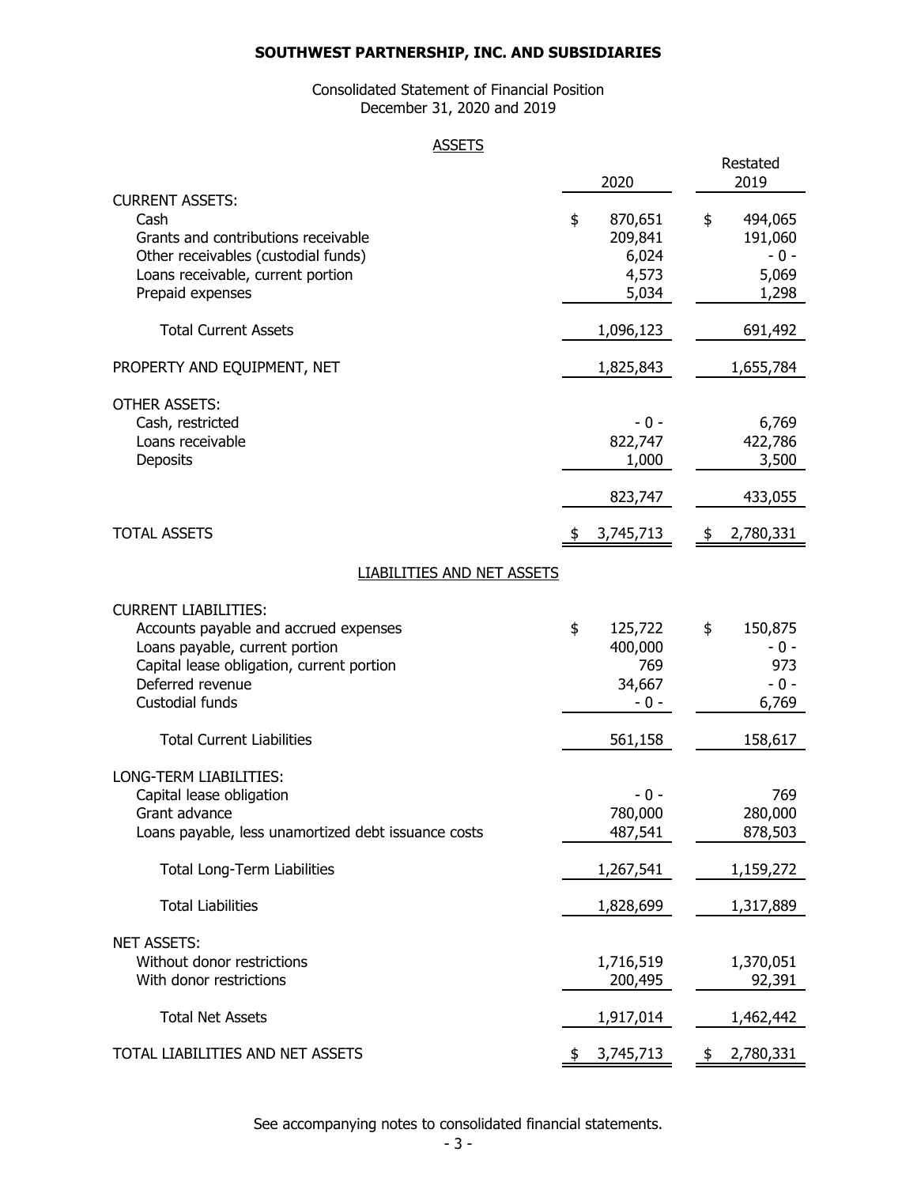**SOUTHWEST PARTNERSHIP, INC. AND SUBSIDIARIES**

Consolidated Statement of Financial Position
December 31, 2020 and 2019

## ASSETS

| | 2020 | Restated 2019 |
|---|---|---|
| CURRENT ASSETS: | | |
| Cash | $ 870,651 | $ 494,065 |
| Grants and contributions receivable | 209,841 | 191,060 |
| Other receivables (custodial funds) | 6,024 | - 0 - |
| Loans receivable, current portion | 4,573 | 5,069 |
| Prepaid expenses | 5,034 | 1,298 |
| Total Current Assets | 1,096,123 | 691,492 |
| PROPERTY AND EQUIPMENT, NET | 1,825,843 | 1,655,784 |
| OTHER ASSETS: | | |
| Cash, restricted | - 0 - | 6,769 |
| Loans receivable | 822,747 | 422,786 |
| Deposits | 1,000 | 3,500 |
| | 823,747 | 433,055 |
| TOTAL ASSETS | $ 3,745,713 | $ 2,780,331 |

## LIABILITIES AND NET ASSETS

| | 2020 | Restated 2019 |
|---|---|---|
| CURRENT LIABILITIES: | | |
| Accounts payable and accrued expenses | $ 125,722 | $ 150,875 |
| Loans payable, current portion | 400,000 | - 0 - |
| Capital lease obligation, current portion | 769 | 973 |
| Deferred revenue | 34,667 | - 0 - |
| Custodial funds | - 0 - | 6,769 |
| Total Current Liabilities | 561,158 | 158,617 |
| LONG-TERM LIABILITIES: | | |
| Capital lease obligation | - 0 - | 769 |
| Grant advance | 780,000 | 280,000 |
| Loans payable, less unamortized debt issuance costs | 487,541 | 878,503 |
| Total Long-Term Liabilities | 1,267,541 | 1,159,272 |
| Total Liabilities | 1,828,699 | 1,317,889 |
| NET ASSETS: | | |
| Without donor restrictions | 1,716,519 | 1,370,051 |
| With donor restrictions | 200,495 | 92,391 |
| Total Net Assets | 1,917,014 | 1,462,442 |
| TOTAL LIABILITIES AND NET ASSETS | $ 3,745,713 | $ 2,780,331 |

See accompanying notes to consolidated financial statements.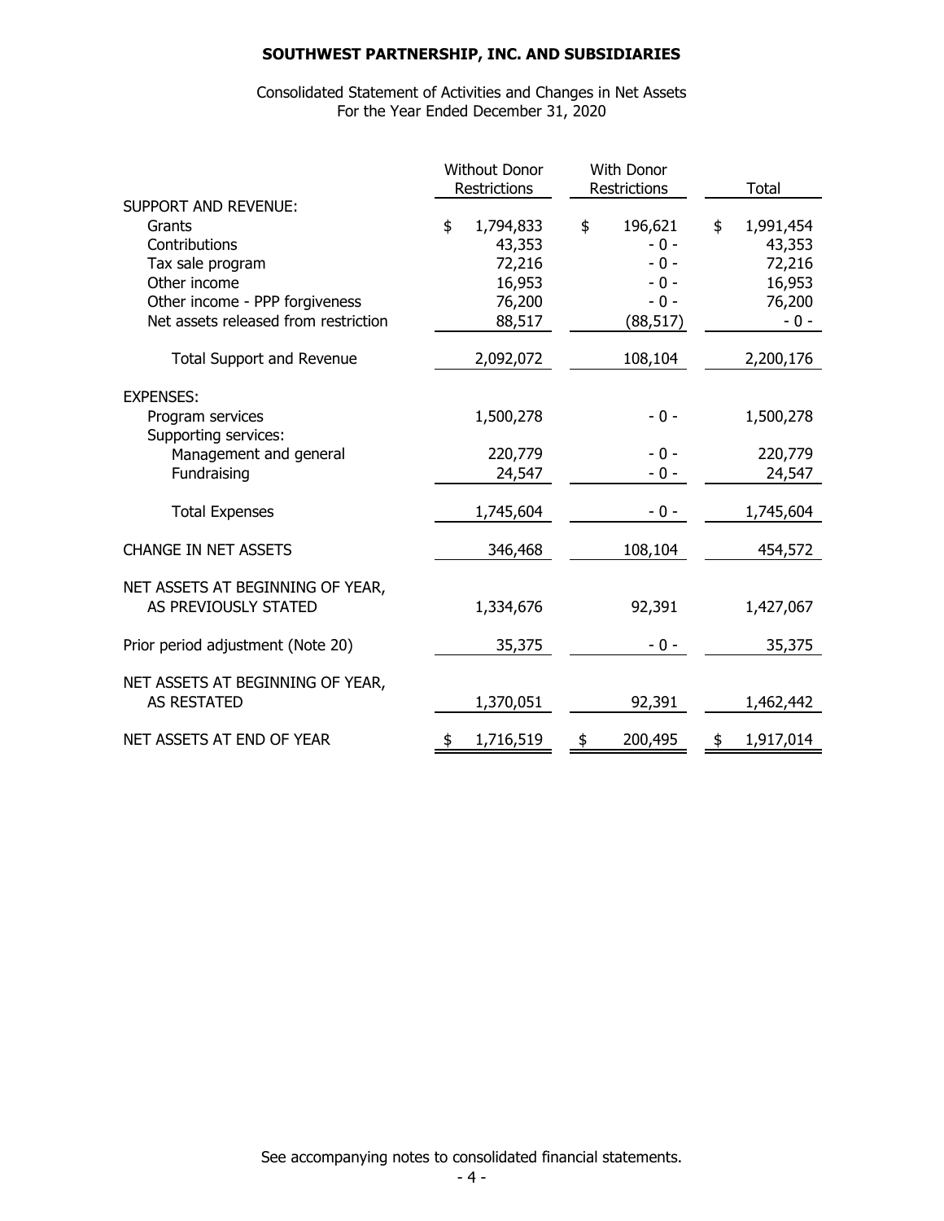# SOUTHWEST PARTNERSHIP, INC. AND SUBSIDIARIES

Consolidated Statement of Activities and Changes in Net Assets
For the Year Ended December 31, 2020

| | Without Donor Restrictions | With Donor Restrictions | Total |
|---|---|---|---|
| SUPPORT AND REVENUE: | | | |
| Grants | $ 1,794,833 | $ 196,621 | $ 1,991,454 |
| Contributions | 43,353 | - 0 - | 43,353 |
| Tax sale program | 72,216 | - 0 - | 72,216 |
| Other income | 16,953 | - 0 - | 16,953 |
| Other income - PPP forgiveness | 76,200 | - 0 - | 76,200 |
| Net assets released from restriction | 88,517 | (88,517) | - 0 - |
| Total Support and Revenue | 2,092,072 | 108,104 | 2,200,176 |
| EXPENSES: | | | |
| Program services | 1,500,278 | - 0 - | 1,500,278 |
| Supporting services: | | | |
| Management and general | 220,779 | - 0 - | 220,779 |
| Fundraising | 24,547 | - 0 - | 24,547 |
| Total Expenses | 1,745,604 | - 0 - | 1,745,604 |
| CHANGE IN NET ASSETS | 346,468 | 108,104 | 454,572 |
| NET ASSETS AT BEGINNING OF YEAR, AS PREVIOUSLY STATED | 1,334,676 | 92,391 | 1,427,067 |
| Prior period adjustment (Note 20) | 35,375 | - 0 - | 35,375 |
| NET ASSETS AT BEGINNING OF YEAR, AS RESTATED | 1,370,051 | 92,391 | 1,462,442 |
| NET ASSETS AT END OF YEAR | $ 1,716,519 | $ 200,495 | $ 1,917,014 |

See accompanying notes to consolidated financial statements.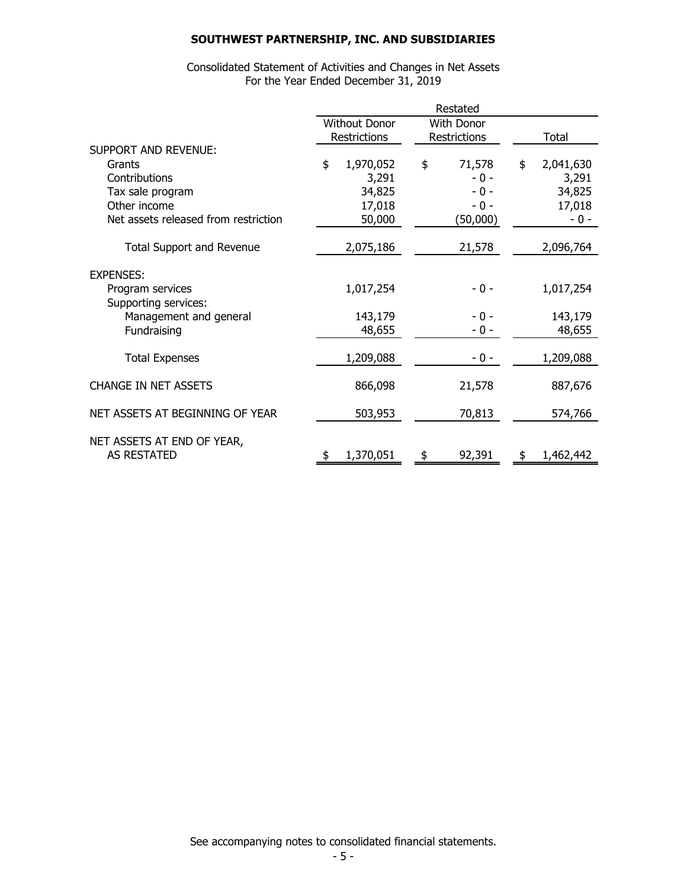**SOUTHWEST PARTNERSHIP, INC. AND SUBSIDIARIES**

Consolidated Statement of Activities and Changes in Net Assets
For the Year Ended December 31, 2019

| | Restated | | |
|---|---|---|---|
| | Without Donor Restrictions | With Donor Restrictions | Total |
| SUPPORT AND REVENUE: | | | |
| Grants | $ 1,970,052 | $ 71,578 | $ 2,041,630 |
| Contributions | 3,291 | - 0 - | 3,291 |
| Tax sale program | 34,825 | - 0 - | 34,825 |
| Other income | 17,018 | - 0 - | 17,018 |
| Net assets released from restriction | 50,000 | (50,000) | - 0 - |
| Total Support and Revenue | 2,075,186 | 21,578 | 2,096,764 |
| EXPENSES: | | | |
| Program services | 1,017,254 | - 0 - | 1,017,254 |
| Supporting services: | | | |
| Management and general | 143,179 | - 0 - | 143,179 |
| Fundraising | 48,655 | - 0 - | 48,655 |
| Total Expenses | 1,209,088 | - 0 - | 1,209,088 |
| CHANGE IN NET ASSETS | 866,098 | 21,578 | 887,676 |
| NET ASSETS AT BEGINNING OF YEAR | 503,953 | 70,813 | 574,766 |
| NET ASSETS AT END OF YEAR, AS RESTATED | $ 1,370,051 | $ 92,391 | $ 1,462,442 |

See accompanying notes to consolidated financial statements.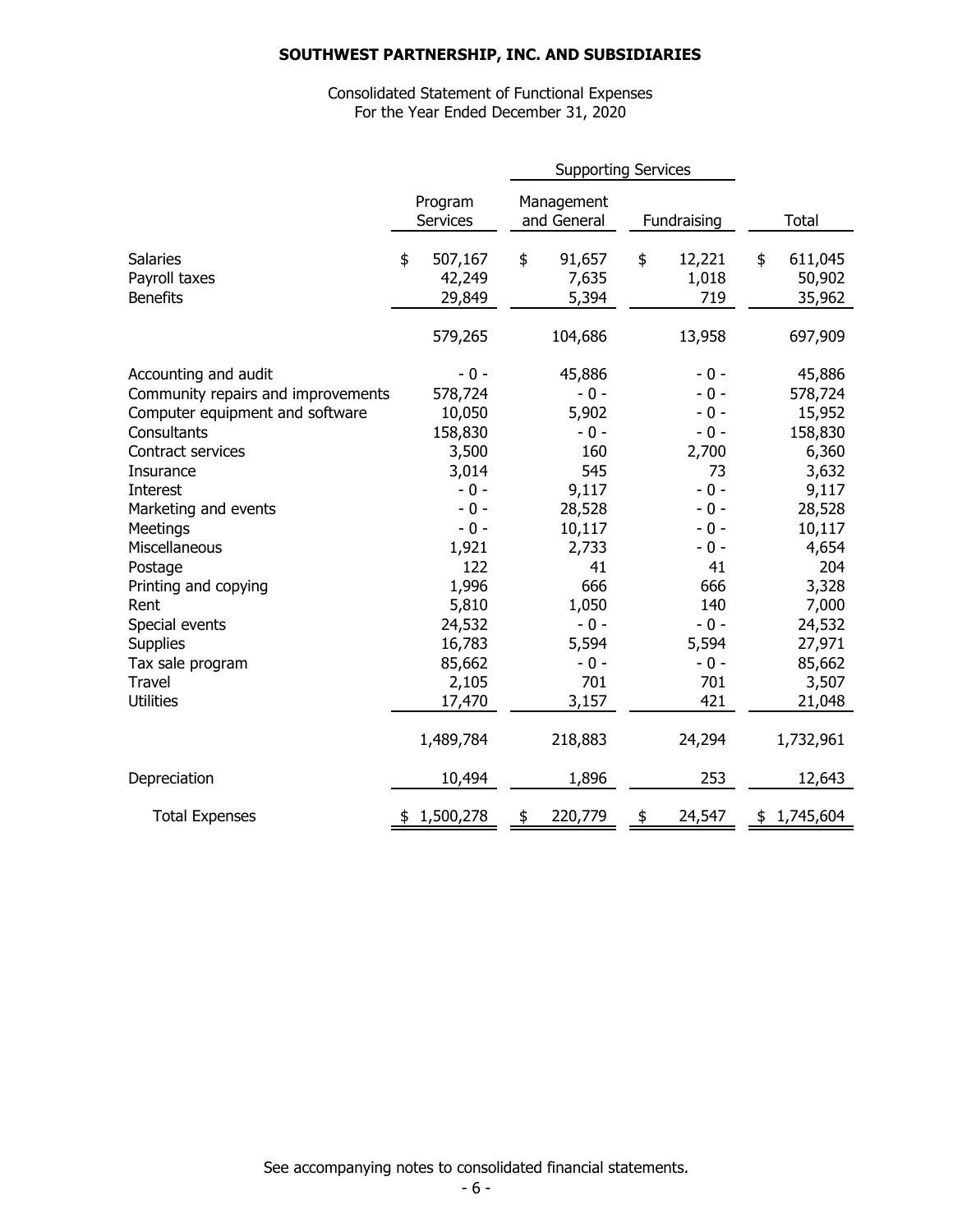**SOUTHWEST PARTNERSHIP, INC. AND SUBSIDIARIES**

Consolidated Statement of Functional Expenses
For the Year Ended December 31, 2020

| | Program Services | Supporting Services | | Total |
|---|---|---|---|---|
| | | Management and General | Fundraising | |
| Salaries | $ 507,167 | $ 91,657 | $ 12,221 | $ 611,045 |
| Payroll taxes | 42,249 | 7,635 | 1,018 | 50,902 |
| Benefits | 29,849 | 5,394 | 719 | 35,962 |
| | 579,265 | 104,686 | 13,958 | 697,909 |
| Accounting and audit | - 0 - | 45,886 | - 0 - | 45,886 |
| Community repairs and improvements | 578,724 | - 0 - | - 0 - | 578,724 |
| Computer equipment and software | 10,050 | 5,902 | - 0 - | 15,952 |
| Consultants | 158,830 | - 0 - | - 0 - | 158,830 |
| Contract services | 3,500 | 160 | 2,700 | 6,360 |
| Insurance | 3,014 | 545 | 73 | 3,632 |
| Interest | - 0 - | 9,117 | - 0 - | 9,117 |
| Marketing and events | - 0 - | 28,528 | - 0 - | 28,528 |
| Meetings | - 0 - | 10,117 | - 0 - | 10,117 |
| Miscellaneous | 1,921 | 2,733 | - 0 - | 4,654 |
| Postage | 122 | 41 | 41 | 204 |
| Printing and copying | 1,996 | 666 | 666 | 3,328 |
| Rent | 5,810 | 1,050 | 140 | 7,000 |
| Special events | 24,532 | - 0 - | - 0 - | 24,532 |
| Supplies | 16,783 | 5,594 | 5,594 | 27,971 |
| Tax sale program | 85,662 | - 0 - | - 0 - | 85,662 |
| Travel | 2,105 | 701 | 701 | 3,507 |
| Utilities | 17,470 | 3,157 | 421 | 21,048 |
| | 1,489,784 | 218,883 | 24,294 | 1,732,961 |
| Depreciation | 10,494 | 1,896 | 253 | 12,643 |
| Total Expenses | $ 1,500,278 | $ 220,779 | $ 24,547 | $ 1,745,604 |

See accompanying notes to consolidated financial statements.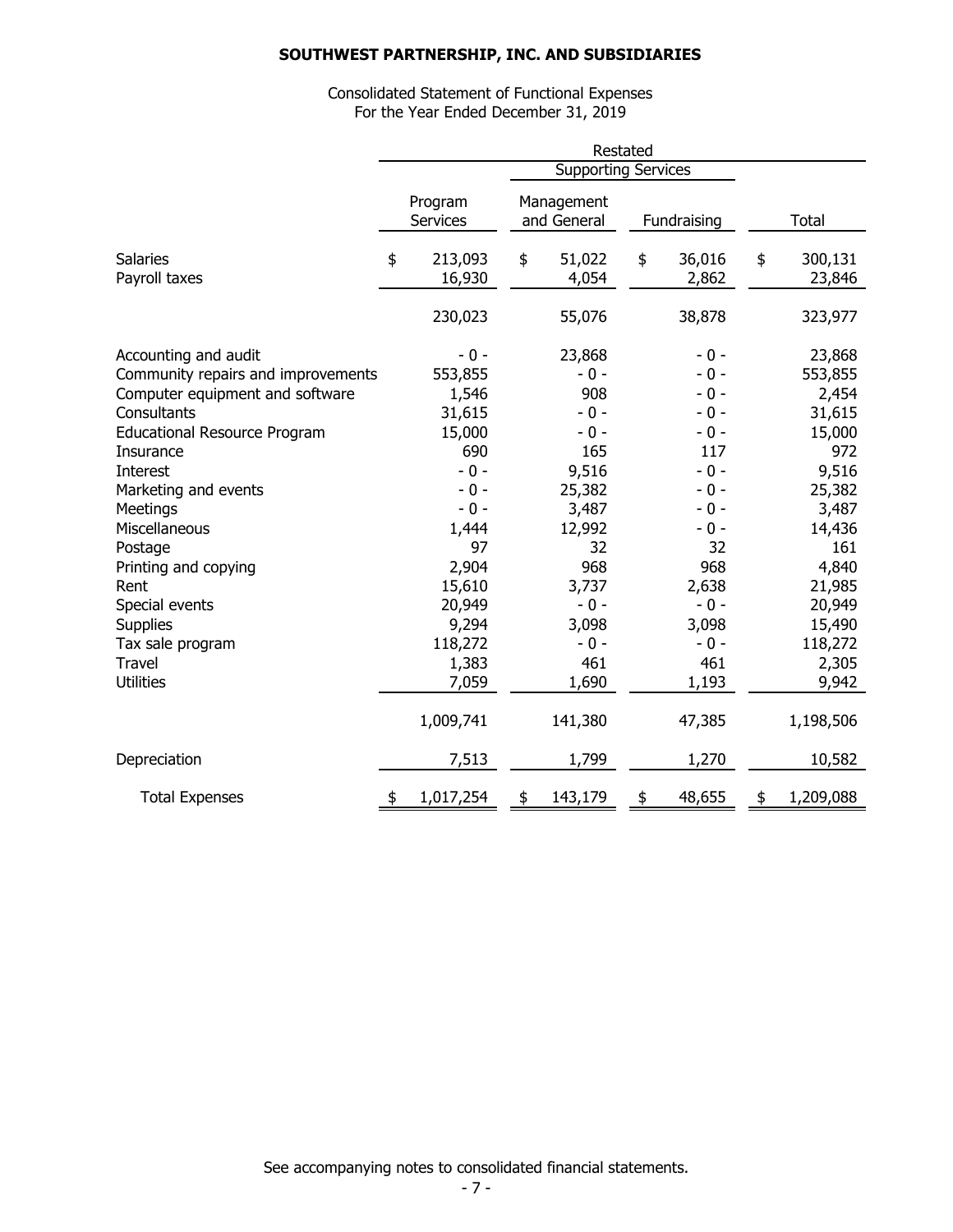**SOUTHWEST PARTNERSHIP, INC. AND SUBSIDIARIES**

Consolidated Statement of Functional Expenses
For the Year Ended December 31, 2019

| | Restated | | | |
|---|---|---|---|---|
| | | Supporting Services | | |
| | Program Services | Management and General | Fundraising | Total |
| Salaries | $ 213,093 | $ 51,022 | $ 36,016 | $ 300,131 |
| Payroll taxes | 16,930 | 4,054 | 2,862 | 23,846 |
| | 230,023 | 55,076 | 38,878 | 323,977 |
| Accounting and audit | - 0 - | 23,868 | - 0 - | 23,868 |
| Community repairs and improvements | 553,855 | - 0 - | - 0 - | 553,855 |
| Computer equipment and software | 1,546 | 908 | - 0 - | 2,454 |
| Consultants | 31,615 | - 0 - | - 0 - | 31,615 |
| Educational Resource Program | 15,000 | - 0 - | - 0 - | 15,000 |
| Insurance | 690 | 165 | 117 | 972 |
| Interest | - 0 - | 9,516 | - 0 - | 9,516 |
| Marketing and events | - 0 - | 25,382 | - 0 - | 25,382 |
| Meetings | - 0 - | 3,487 | - 0 - | 3,487 |
| Miscellaneous | 1,444 | 12,992 | - 0 - | 14,436 |
| Postage | 97 | 32 | 32 | 161 |
| Printing and copying | 2,904 | 968 | 968 | 4,840 |
| Rent | 15,610 | 3,737 | 2,638 | 21,985 |
| Special events | 20,949 | - 0 - | - 0 - | 20,949 |
| Supplies | 9,294 | 3,098 | 3,098 | 15,490 |
| Tax sale program | 118,272 | - 0 - | - 0 - | 118,272 |
| Travel | 1,383 | 461 | 461 | 2,305 |
| Utilities | 7,059 | 1,690 | 1,193 | 9,942 |
| | 1,009,741 | 141,380 | 47,385 | 1,198,506 |
| Depreciation | 7,513 | 1,799 | 1,270 | 10,582 |
| Total Expenses | $ 1,017,254 | $ 143,179 | $ 48,655 | $ 1,209,088 |

See accompanying notes to consolidated financial statements.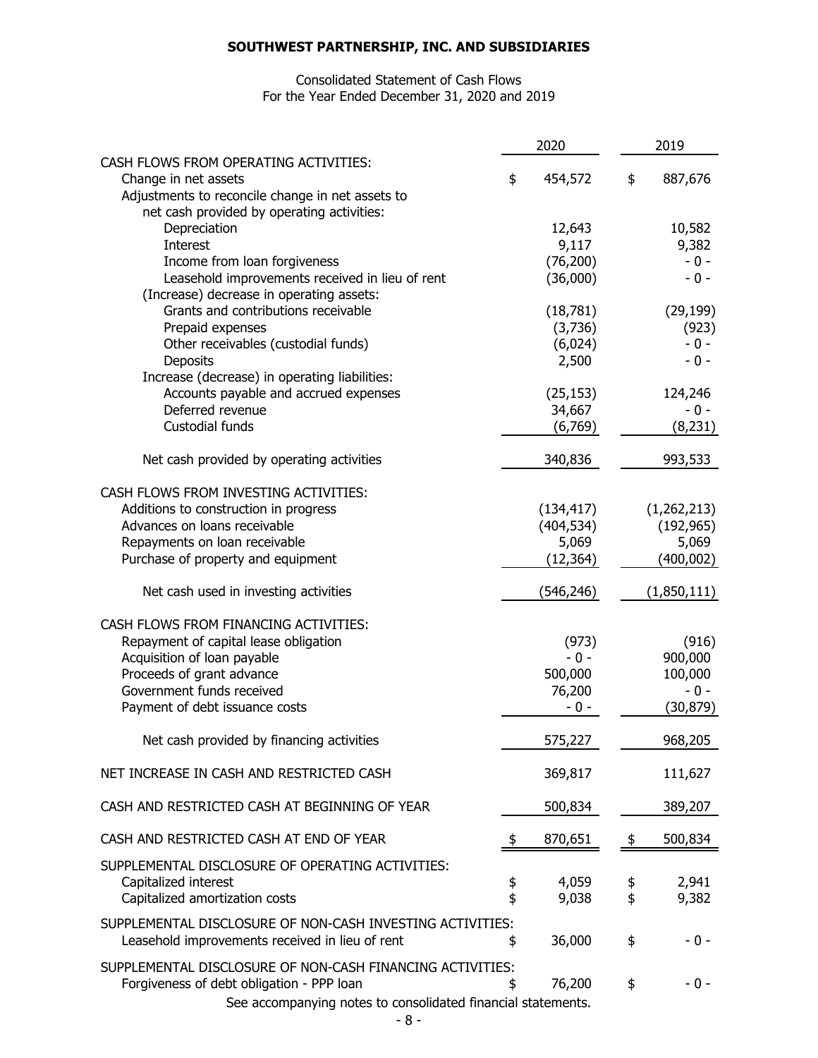# SOUTHWEST PARTNERSHIP, INC. AND SUBSIDIARIES

Consolidated Statement of Cash Flows
For the Year Ended December 31, 2020 and 2019

| | 2020 | 2019 |
|---|---|---|
| CASH FLOWS FROM OPERATING ACTIVITIES: | | |
| Change in net assets | $ 454,572 | $ 887,676 |
| Adjustments to reconcile change in net assets to net cash provided by operating activities: | | |
| Depreciation | 12,643 | 10,582 |
| Interest | 9,117 | 9,382 |
| Income from loan forgiveness | (76,200) | - 0 - |
| Leasehold improvements received in lieu of rent | (36,000) | - 0 - |
| (Increase) decrease in operating assets: | | |
| Grants and contributions receivable | (18,781) | (29,199) |
| Prepaid expenses | (3,736) | (923) |
| Other receivables (custodial funds) | (6,024) | - 0 - |
| Deposits | 2,500 | - 0 - |
| Increase (decrease) in operating liabilities: | | |
| Accounts payable and accrued expenses | (25,153) | 124,246 |
| Deferred revenue | 34,667 | - 0 - |
| Custodial funds | (6,769) | (8,231) |
| Net cash provided by operating activities | 340,836 | 993,533 |
| CASH FLOWS FROM INVESTING ACTIVITIES: | | |
| Additions to construction in progress | (134,417) | (1,262,213) |
| Advances on loans receivable | (404,534) | (192,965) |
| Repayments on loan receivable | 5,069 | 5,069 |
| Purchase of property and equipment | (12,364) | (400,002) |
| Net cash used in investing activities | (546,246) | (1,850,111) |
| CASH FLOWS FROM FINANCING ACTIVITIES: | | |
| Repayment of capital lease obligation | (973) | (916) |
| Acquisition of loan payable | - 0 - | 900,000 |
| Proceeds of grant advance | 500,000 | 100,000 |
| Government funds received | 76,200 | - 0 - |
| Payment of debt issuance costs | - 0 - | (30,879) |
| Net cash provided by financing activities | 575,227 | 968,205 |
| NET INCREASE IN CASH AND RESTRICTED CASH | 369,817 | 111,627 |
| CASH AND RESTRICTED CASH AT BEGINNING OF YEAR | 500,834 | 389,207 |
| CASH AND RESTRICTED CASH AT END OF YEAR | $ 870,651 | $ 500,834 |
| SUPPLEMENTAL DISCLOSURE OF OPERATING ACTIVITIES: | | |
| Capitalized interest | $ 4,059 | $ 2,941 |
| Capitalized amortization costs | $ 9,038 | $ 9,382 |
| SUPPLEMENTAL DISCLOSURE OF NON-CASH INVESTING ACTIVITIES: | | |
| Leasehold improvements received in lieu of rent | $ 36,000 | $ - 0 - |
| SUPPLEMENTAL DISCLOSURE OF NON-CASH FINANCING ACTIVITIES: | | |
| Forgiveness of debt obligation - PPP loan | $ 76,200 | $ - 0 - |

See accompanying notes to consolidated financial statements.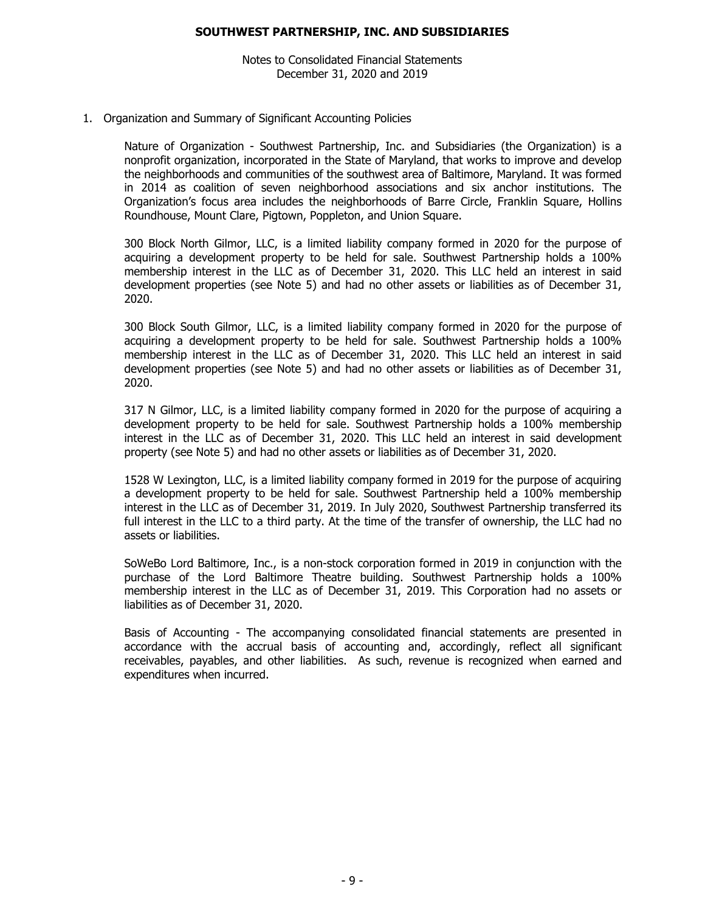**SOUTHWEST PARTNERSHIP, INC. AND SUBSIDIARIES**

Notes to Consolidated Financial Statements
December 31, 2020 and 2019

1. Organization and Summary of Significant Accounting Policies

Nature of Organization - Southwest Partnership, Inc. and Subsidiaries (the Organization) is a nonprofit organization, incorporated in the State of Maryland, that works to improve and develop the neighborhoods and communities of the southwest area of Baltimore, Maryland. It was formed in 2014 as coalition of seven neighborhood associations and six anchor institutions. The Organization's focus area includes the neighborhoods of Barre Circle, Franklin Square, Hollins Roundhouse, Mount Clare, Pigtown, Poppleton, and Union Square.

300 Block North Gilmor, LLC, is a limited liability company formed in 2020 for the purpose of acquiring a development property to be held for sale. Southwest Partnership holds a 100% membership interest in the LLC as of December 31, 2020. This LLC held an interest in said development properties (see Note 5) and had no other assets or liabilities as of December 31, 2020.

300 Block South Gilmor, LLC, is a limited liability company formed in 2020 for the purpose of acquiring a development property to be held for sale. Southwest Partnership holds a 100% membership interest in the LLC as of December 31, 2020. This LLC held an interest in said development properties (see Note 5) and had no other assets or liabilities as of December 31, 2020.

317 N Gilmor, LLC, is a limited liability company formed in 2020 for the purpose of acquiring a development property to be held for sale. Southwest Partnership holds a 100% membership interest in the LLC as of December 31, 2020. This LLC held an interest in said development property (see Note 5) and had no other assets or liabilities as of December 31, 2020.

1528 W Lexington, LLC, is a limited liability company formed in 2019 for the purpose of acquiring a development property to be held for sale. Southwest Partnership held a 100% membership interest in the LLC as of December 31, 2019. In July 2020, Southwest Partnership transferred its full interest in the LLC to a third party. At the time of the transfer of ownership, the LLC had no assets or liabilities.

SoWeBo Lord Baltimore, Inc., is a non-stock corporation formed in 2019 in conjunction with the purchase of the Lord Baltimore Theatre building. Southwest Partnership holds a 100% membership interest in the LLC as of December 31, 2019. This Corporation had no assets or liabilities as of December 31, 2020.

Basis of Accounting - The accompanying consolidated financial statements are presented in accordance with the accrual basis of accounting and, accordingly, reflect all significant receivables, payables, and other liabilities. As such, revenue is recognized when earned and expenditures when incurred.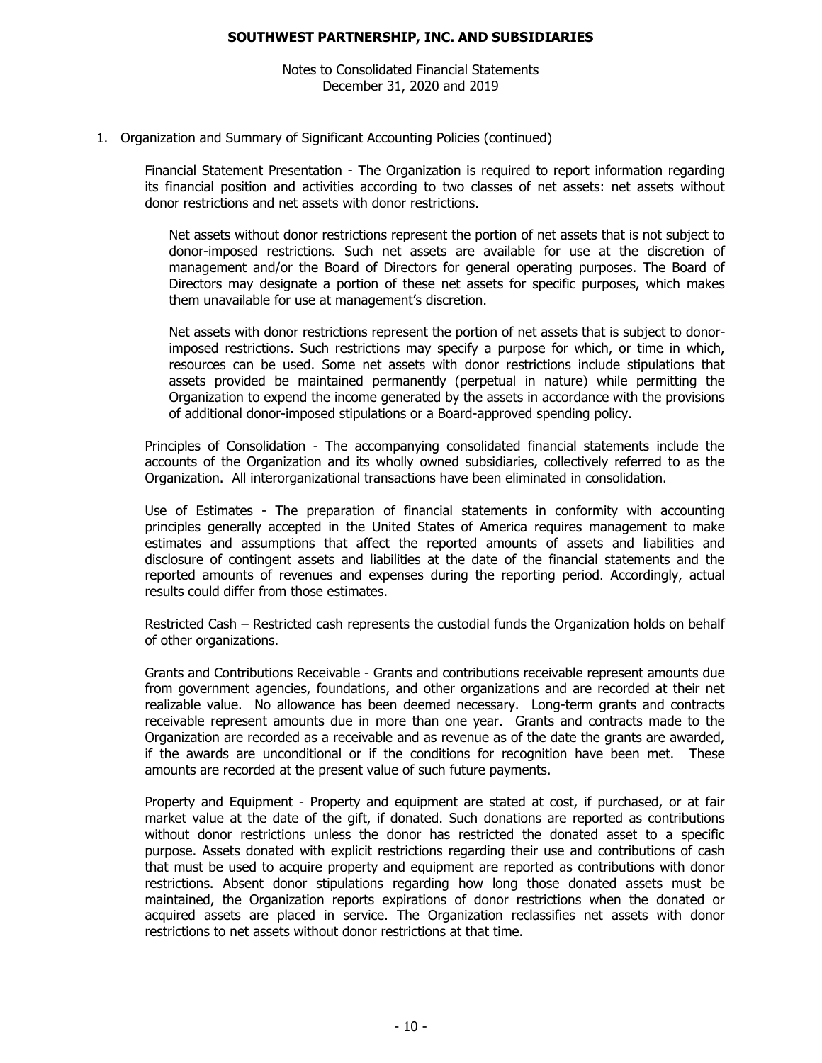1. Organization and Summary of Significant Accounting Policies (continued)

Financial Statement Presentation - The Organization is required to report information regarding its financial position and activities according to two classes of net assets: net assets without donor restrictions and net assets with donor restrictions.

Net assets without donor restrictions represent the portion of net assets that is not subject to donor-imposed restrictions. Such net assets are available for use at the discretion of management and/or the Board of Directors for general operating purposes. The Board of Directors may designate a portion of these net assets for specific purposes, which makes them unavailable for use at management's discretion.

Net assets with donor restrictions represent the portion of net assets that is subject to donor-imposed restrictions. Such restrictions may specify a purpose for which, or time in which, resources can be used. Some net assets with donor restrictions include stipulations that assets provided be maintained permanently (perpetual in nature) while permitting the Organization to expend the income generated by the assets in accordance with the provisions of additional donor-imposed stipulations or a Board-approved spending policy.

Principles of Consolidation - The accompanying consolidated financial statements include the accounts of the Organization and its wholly owned subsidiaries, collectively referred to as the Organization. All interorganizational transactions have been eliminated in consolidation.

Use of Estimates - The preparation of financial statements in conformity with accounting principles generally accepted in the United States of America requires management to make estimates and assumptions that affect the reported amounts of assets and liabilities and disclosure of contingent assets and liabilities at the date of the financial statements and the reported amounts of revenues and expenses during the reporting period. Accordingly, actual results could differ from those estimates.

Restricted Cash – Restricted cash represents the custodial funds the Organization holds on behalf of other organizations.

Grants and Contributions Receivable - Grants and contributions receivable represent amounts due from government agencies, foundations, and other organizations and are recorded at their net realizable value. No allowance has been deemed necessary. Long-term grants and contracts receivable represent amounts due in more than one year. Grants and contracts made to the Organization are recorded as a receivable and as revenue as of the date the grants are awarded, if the awards are unconditional or if the conditions for recognition have been met. These amounts are recorded at the present value of such future payments.

Property and Equipment - Property and equipment are stated at cost, if purchased, or at fair market value at the date of the gift, if donated. Such donations are reported as contributions without donor restrictions unless the donor has restricted the donated asset to a specific purpose. Assets donated with explicit restrictions regarding their use and contributions of cash that must be used to acquire property and equipment are reported as contributions with donor restrictions. Absent donor stipulations regarding how long those donated assets must be maintained, the Organization reports expirations of donor restrictions when the donated or acquired assets are placed in service. The Organization reclassifies net assets with donor restrictions to net assets without donor restrictions at that time.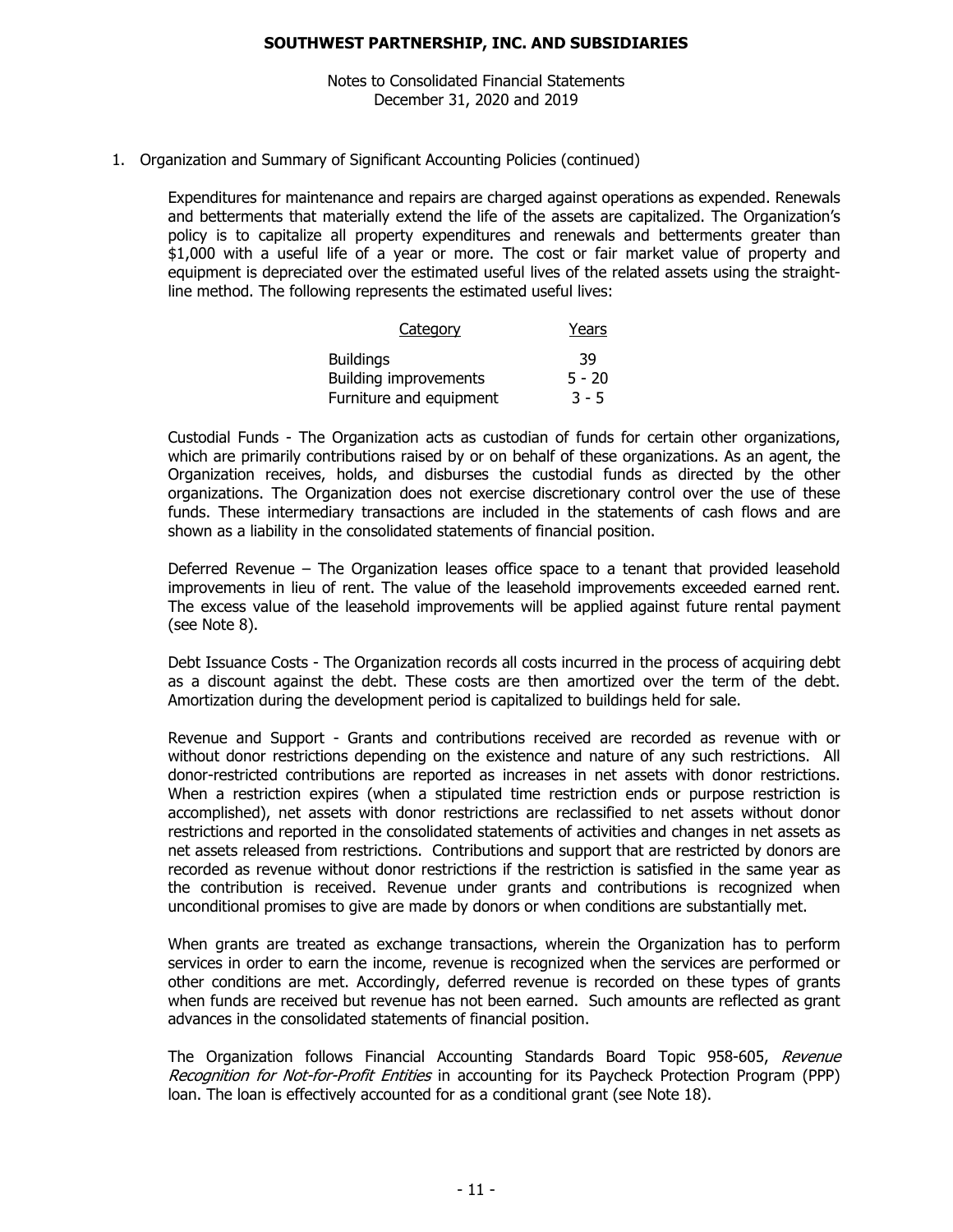1. Organization and Summary of Significant Accounting Policies (continued)

Expenditures for maintenance and repairs are charged against operations as expended. Renewals and betterments that materially extend the life of the assets are capitalized. The Organization's policy is to capitalize all property expenditures and renewals and betterments greater than $1,000 with a useful life of a year or more. The cost or fair market value of property and equipment is depreciated over the estimated useful lives of the related assets using the straight-line method. The following represents the estimated useful lives:

| Category | Years |
|---|---|
| Buildings | 39 |
| Building improvements | 5 - 20 |
| Furniture and equipment | 3 - 5 |

Custodial Funds - The Organization acts as custodian of funds for certain other organizations, which are primarily contributions raised by or on behalf of these organizations. As an agent, the Organization receives, holds, and disburses the custodial funds as directed by the other organizations. The Organization does not exercise discretionary control over the use of these funds. These intermediary transactions are included in the statements of cash flows and are shown as a liability in the consolidated statements of financial position.

Deferred Revenue – The Organization leases office space to a tenant that provided leasehold improvements in lieu of rent. The value of the leasehold improvements exceeded earned rent. The excess value of the leasehold improvements will be applied against future rental payment (see Note 8).

Debt Issuance Costs - The Organization records all costs incurred in the process of acquiring debt as a discount against the debt. These costs are then amortized over the term of the debt. Amortization during the development period is capitalized to buildings held for sale.

Revenue and Support - Grants and contributions received are recorded as revenue with or without donor restrictions depending on the existence and nature of any such restrictions. All donor-restricted contributions are reported as increases in net assets with donor restrictions. When a restriction expires (when a stipulated time restriction ends or purpose restriction is accomplished), net assets with donor restrictions are reclassified to net assets without donor restrictions and reported in the consolidated statements of activities and changes in net assets as net assets released from restrictions. Contributions and support that are restricted by donors are recorded as revenue without donor restrictions if the restriction is satisfied in the same year as the contribution is received. Revenue under grants and contributions is recognized when unconditional promises to give are made by donors or when conditions are substantially met.

When grants are treated as exchange transactions, wherein the Organization has to perform services in order to earn the income, revenue is recognized when the services are performed or other conditions are met. Accordingly, deferred revenue is recorded on these types of grants when funds are received but revenue has not been earned. Such amounts are reflected as grant advances in the consolidated statements of financial position.

The Organization follows Financial Accounting Standards Board Topic 958-605, *Revenue Recognition for Not-for-Profit Entities* in accounting for its Paycheck Protection Program (PPP) loan. The loan is effectively accounted for as a conditional grant (see Note 18).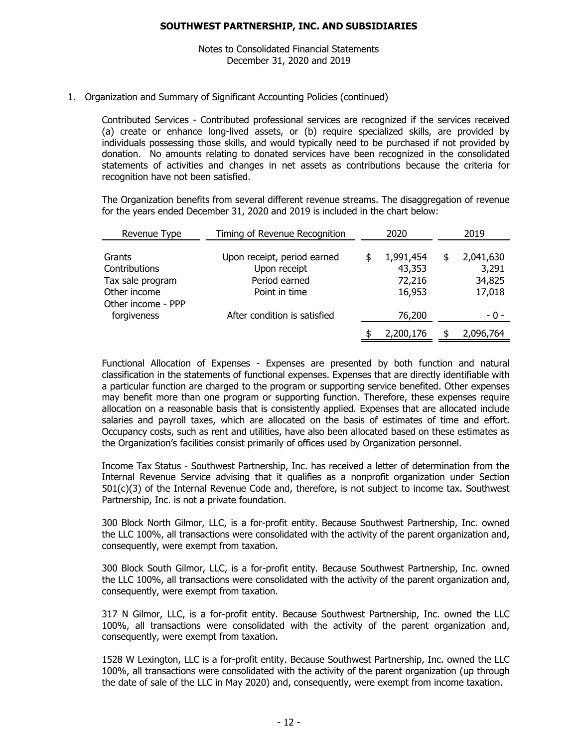# SOUTHWEST PARTNERSHIP, INC. AND SUBSIDIARIES

Notes to Consolidated Financial Statements
December 31, 2020 and 2019

1. Organization and Summary of Significant Accounting Policies (continued)

Contributed Services - Contributed professional services are recognized if the services received (a) create or enhance long-lived assets, or (b) require specialized skills, are provided by individuals possessing those skills, and would typically need to be purchased if not provided by donation. No amounts relating to donated services have been recognized in the consolidated statements of activities and changes in net assets as contributions because the criteria for recognition have not been satisfied.

The Organization benefits from several different revenue streams. The disaggregation of revenue for the years ended December 31, 2020 and 2019 is included in the chart below:

| Revenue Type | Timing of Revenue Recognition | 2020 | 2019 |
|---|---|---|---|
| Grants | Upon receipt, period earned | $ 1,991,454 | $ 2,041,630 |
| Contributions | Upon receipt | 43,353 | 3,291 |
| Tax sale program | Period earned | 72,216 | 34,825 |
| Other income | Point in time | 16,953 | 17,018 |
| Other income - PPP forgiveness | After condition is satisfied | 76,200 | - 0 - |
| | | $ 2,200,176 | $ 2,096,764 |

Functional Allocation of Expenses - Expenses are presented by both function and natural classification in the statements of functional expenses. Expenses that are directly identifiable with a particular function are charged to the program or supporting service benefited. Other expenses may benefit more than one program or supporting function. Therefore, these expenses require allocation on a reasonable basis that is consistently applied. Expenses that are allocated include salaries and payroll taxes, which are allocated on the basis of estimates of time and effort. Occupancy costs, such as rent and utilities, have also been allocated based on these estimates as the Organization's facilities consist primarily of offices used by Organization personnel.

Income Tax Status - Southwest Partnership, Inc. has received a letter of determination from the Internal Revenue Service advising that it qualifies as a nonprofit organization under Section 501(c)(3) of the Internal Revenue Code and, therefore, is not subject to income tax. Southwest Partnership, Inc. is not a private foundation.

300 Block North Gilmor, LLC, is a for-profit entity. Because Southwest Partnership, Inc. owned the LLC 100%, all transactions were consolidated with the activity of the parent organization and, consequently, were exempt from taxation.

300 Block South Gilmor, LLC, is a for-profit entity. Because Southwest Partnership, Inc. owned the LLC 100%, all transactions were consolidated with the activity of the parent organization and, consequently, were exempt from taxation.

317 N Gilmor, LLC, is a for-profit entity. Because Southwest Partnership, Inc. owned the LLC 100%, all transactions were consolidated with the activity of the parent organization and, consequently, were exempt from taxation.

1528 W Lexington, LLC is a for-profit entity. Because Southwest Partnership, Inc. owned the LLC 100%, all transactions were consolidated with the activity of the parent organization (up through the date of sale of the LLC in May 2020) and, consequently, were exempt from income taxation.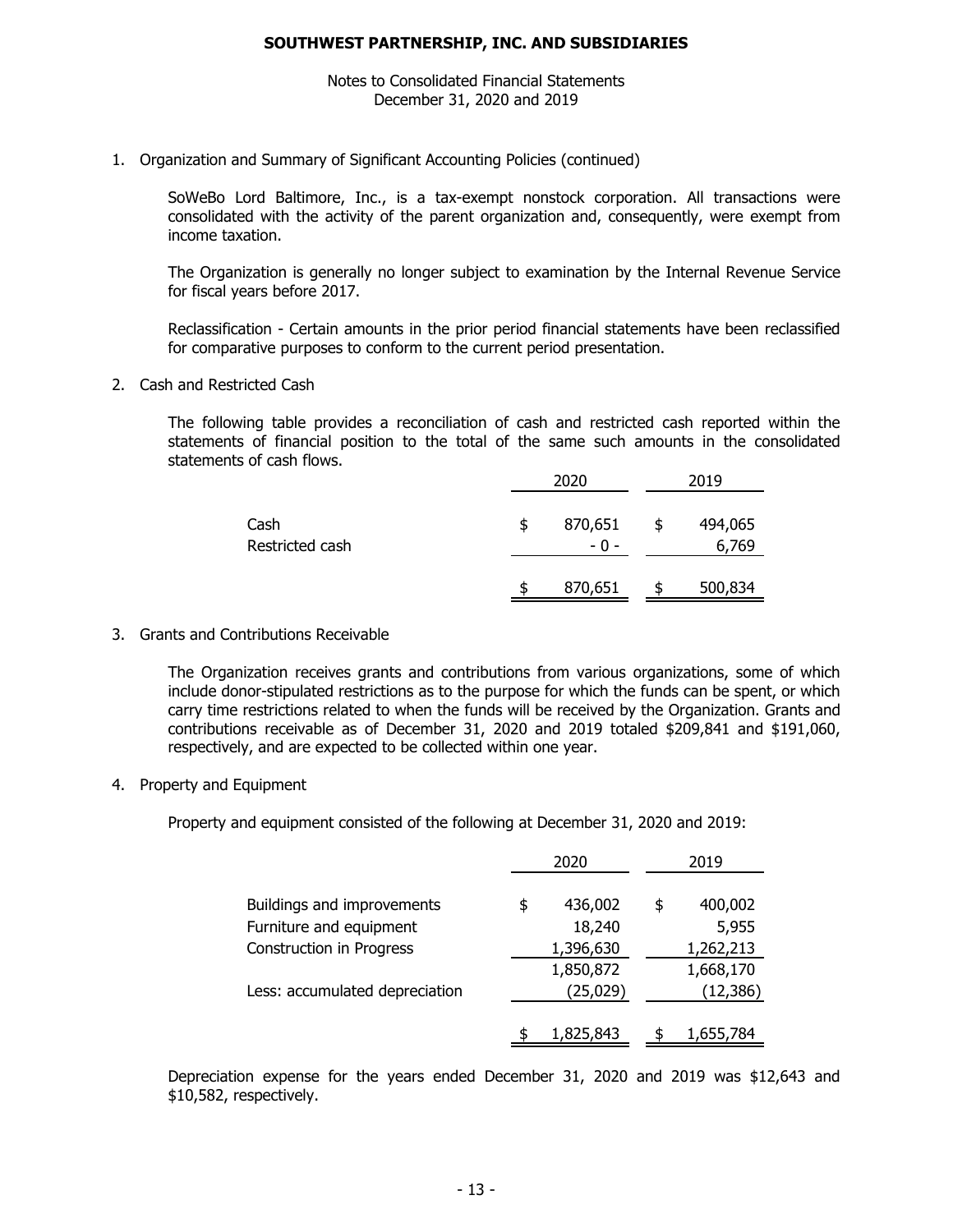**SOUTHWEST PARTNERSHIP, INC. AND SUBSIDIARIES**

Notes to Consolidated Financial Statements
December 31, 2020 and 2019

1. Organization and Summary of Significant Accounting Policies (continued)

SoWeBo Lord Baltimore, Inc., is a tax-exempt nonstock corporation. All transactions were consolidated with the activity of the parent organization and, consequently, were exempt from income taxation.

The Organization is generally no longer subject to examination by the Internal Revenue Service for fiscal years before 2017.

Reclassification - Certain amounts in the prior period financial statements have been reclassified for comparative purposes to conform to the current period presentation.

2. Cash and Restricted Cash

The following table provides a reconciliation of cash and restricted cash reported within the statements of financial position to the total of the same such amounts in the consolidated statements of cash flows.

| | 2020 | 2019 |
|---|---|---|
| Cash | $ 870,651 | $ 494,065 |
| Restricted cash | - 0 - | 6,769 |
| | $ 870,651 | $ 500,834 |

3. Grants and Contributions Receivable

The Organization receives grants and contributions from various organizations, some of which include donor-stipulated restrictions as to the purpose for which the funds can be spent, or which carry time restrictions related to when the funds will be received by the Organization. Grants and contributions receivable as of December 31, 2020 and 2019 totaled $209,841 and $191,060, respectively, and are expected to be collected within one year.

4. Property and Equipment

Property and equipment consisted of the following at December 31, 2020 and 2019:

| | 2020 | 2019 |
|---|---|---|
| Buildings and improvements | $ 436,002 | $ 400,002 |
| Furniture and equipment | 18,240 | 5,955 |
| Construction in Progress | 1,396,630 | 1,262,213 |
| | 1,850,872 | 1,668,170 |
| Less: accumulated depreciation | (25,029) | (12,386) |
| | $ 1,825,843 | $ 1,655,784 |

Depreciation expense for the years ended December 31, 2020 and 2019 was $12,643 and $10,582, respectively.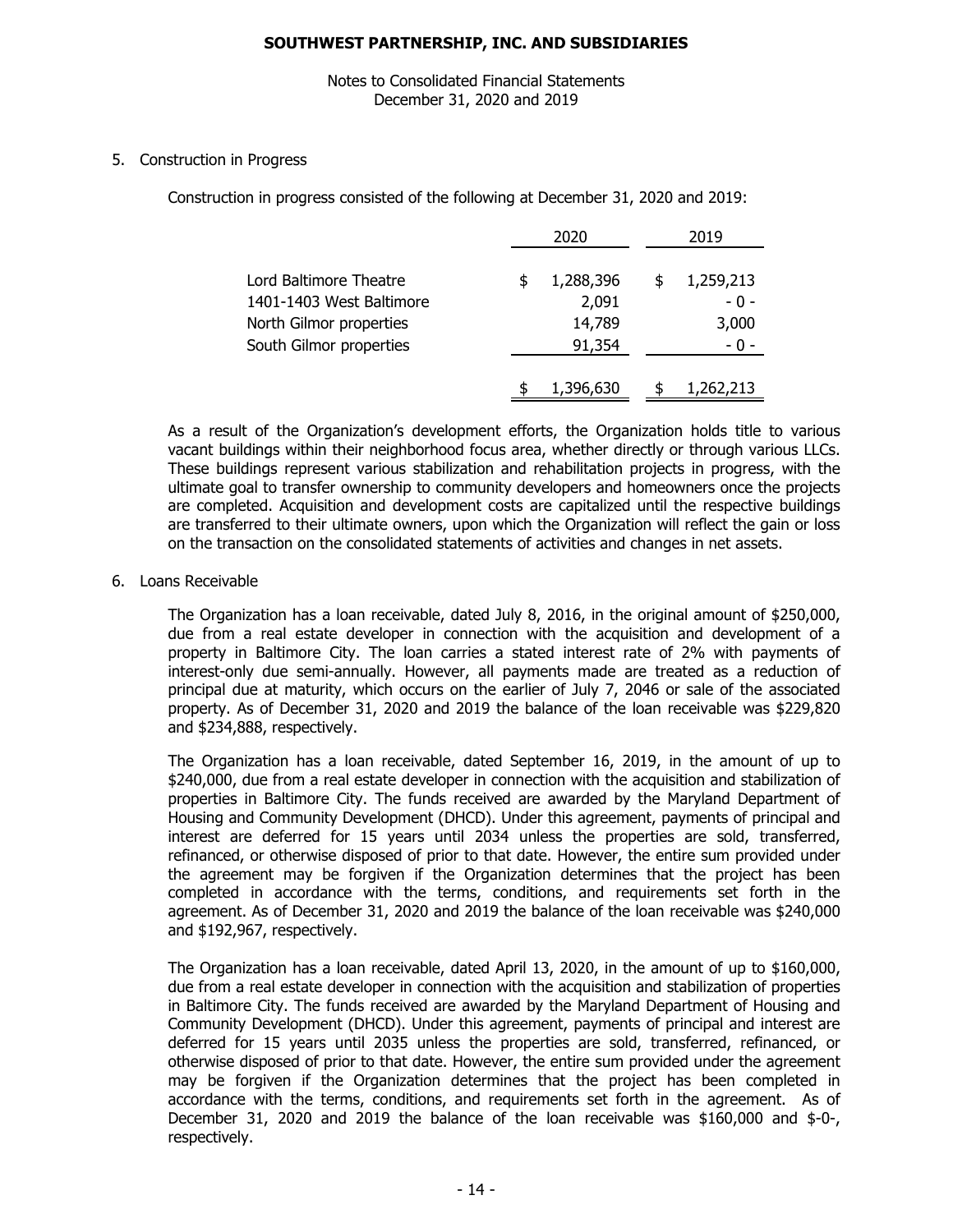5. Construction in Progress

Construction in progress consisted of the following at December 31, 2020 and 2019:

| | 2020 | 2019 |
|---|---|---|
| Lord Baltimore Theatre | $ 1,288,396 | $ 1,259,213 |
| 1401-1403 West Baltimore | 2,091 | - 0 - |
| North Gilmor properties | 14,789 | 3,000 |
| South Gilmor properties | 91,354 | - 0 - |
| | $ 1,396,630 | $ 1,262,213 |

As a result of the Organization's development efforts, the Organization holds title to various vacant buildings within their neighborhood focus area, whether directly or through various LLCs. These buildings represent various stabilization and rehabilitation projects in progress, with the ultimate goal to transfer ownership to community developers and homeowners once the projects are completed. Acquisition and development costs are capitalized until the respective buildings are transferred to their ultimate owners, upon which the Organization will reflect the gain or loss on the transaction on the consolidated statements of activities and changes in net assets.

6. Loans Receivable

The Organization has a loan receivable, dated July 8, 2016, in the original amount of $250,000, due from a real estate developer in connection with the acquisition and development of a property in Baltimore City. The loan carries a stated interest rate of 2% with payments of interest-only due semi-annually. However, all payments made are treated as a reduction of principal due at maturity, which occurs on the earlier of July 7, 2046 or sale of the associated property. As of December 31, 2020 and 2019 the balance of the loan receivable was $229,820 and $234,888, respectively.

The Organization has a loan receivable, dated September 16, 2019, in the amount of up to $240,000, due from a real estate developer in connection with the acquisition and stabilization of properties in Baltimore City. The funds received are awarded by the Maryland Department of Housing and Community Development (DHCD). Under this agreement, payments of principal and interest are deferred for 15 years until 2034 unless the properties are sold, transferred, refinanced, or otherwise disposed of prior to that date. However, the entire sum provided under the agreement may be forgiven if the Organization determines that the project has been completed in accordance with the terms, conditions, and requirements set forth in the agreement. As of December 31, 2020 and 2019 the balance of the loan receivable was $240,000 and $192,967, respectively.

The Organization has a loan receivable, dated April 13, 2020, in the amount of up to $160,000, due from a real estate developer in connection with the acquisition and stabilization of properties in Baltimore City. The funds received are awarded by the Maryland Department of Housing and Community Development (DHCD). Under this agreement, payments of principal and interest are deferred for 15 years until 2035 unless the properties are sold, transferred, refinanced, or otherwise disposed of prior to that date. However, the entire sum provided under the agreement may be forgiven if the Organization determines that the project has been completed in accordance with the terms, conditions, and requirements set forth in the agreement. As of December 31, 2020 and 2019 the balance of the loan receivable was $160,000 and $-0-, respectively.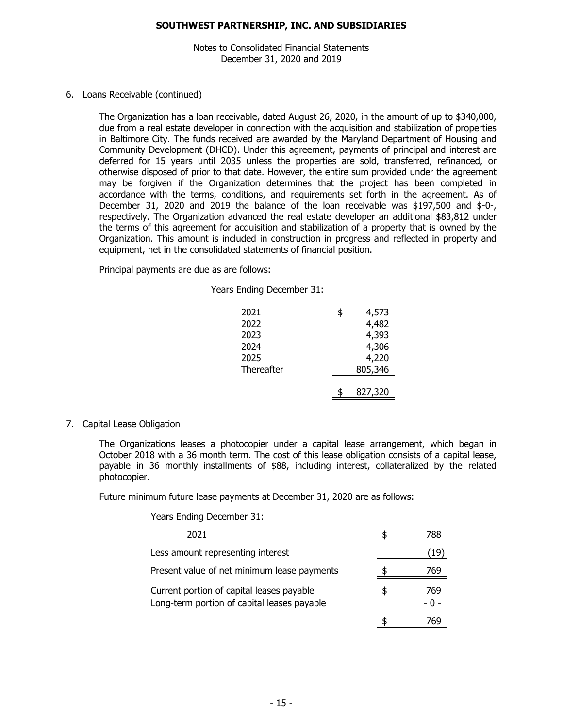**SOUTHWEST PARTNERSHIP, INC. AND SUBSIDIARIES**

Notes to Consolidated Financial Statements
December 31, 2020 and 2019

6. Loans Receivable (continued)

The Organization has a loan receivable, dated August 26, 2020, in the amount of up to $340,000, due from a real estate developer in connection with the acquisition and stabilization of properties in Baltimore City. The funds received are awarded by the Maryland Department of Housing and Community Development (DHCD). Under this agreement, payments of principal and interest are deferred for 15 years until 2035 unless the properties are sold, transferred, refinanced, or otherwise disposed of prior to that date. However, the entire sum provided under the agreement may be forgiven if the Organization determines that the project has been completed in accordance with the terms, conditions, and requirements set forth in the agreement. As of December 31, 2020 and 2019 the balance of the loan receivable was $197,500 and $-0-, respectively. The Organization advanced the real estate developer an additional $83,812 under the terms of this agreement for acquisition and stabilization of a property that is owned by the Organization. This amount is included in construction in progress and reflected in property and equipment, net in the consolidated statements of financial position.

Principal payments are due as are follows:

| Years Ending December 31: | |
|---|---|
| 2021 | $ 4,573 |
| 2022 | 4,482 |
| 2023 | 4,393 |
| 2024 | 4,306 |
| 2025 | 4,220 |
| Thereafter | 805,346 |
| | $ 827,320 |

7. Capital Lease Obligation

The Organizations leases a photocopier under a capital lease arrangement, which began in October 2018 with a 36 month term. The cost of this lease obligation consists of a capital lease, payable in 36 monthly installments of $88, including interest, collateralized by the related photocopier.

Future minimum future lease payments at December 31, 2020 are as follows:

| Years Ending December 31: | |
|---|---|
| 2021 | $ 788 |
| Less amount representing interest | (19) |
| Present value of net minimum lease payments | $ 769 |
| Current portion of capital leases payable | $ 769 |
| Long-term portion of capital leases payable | - 0 - |
| | $ 769 |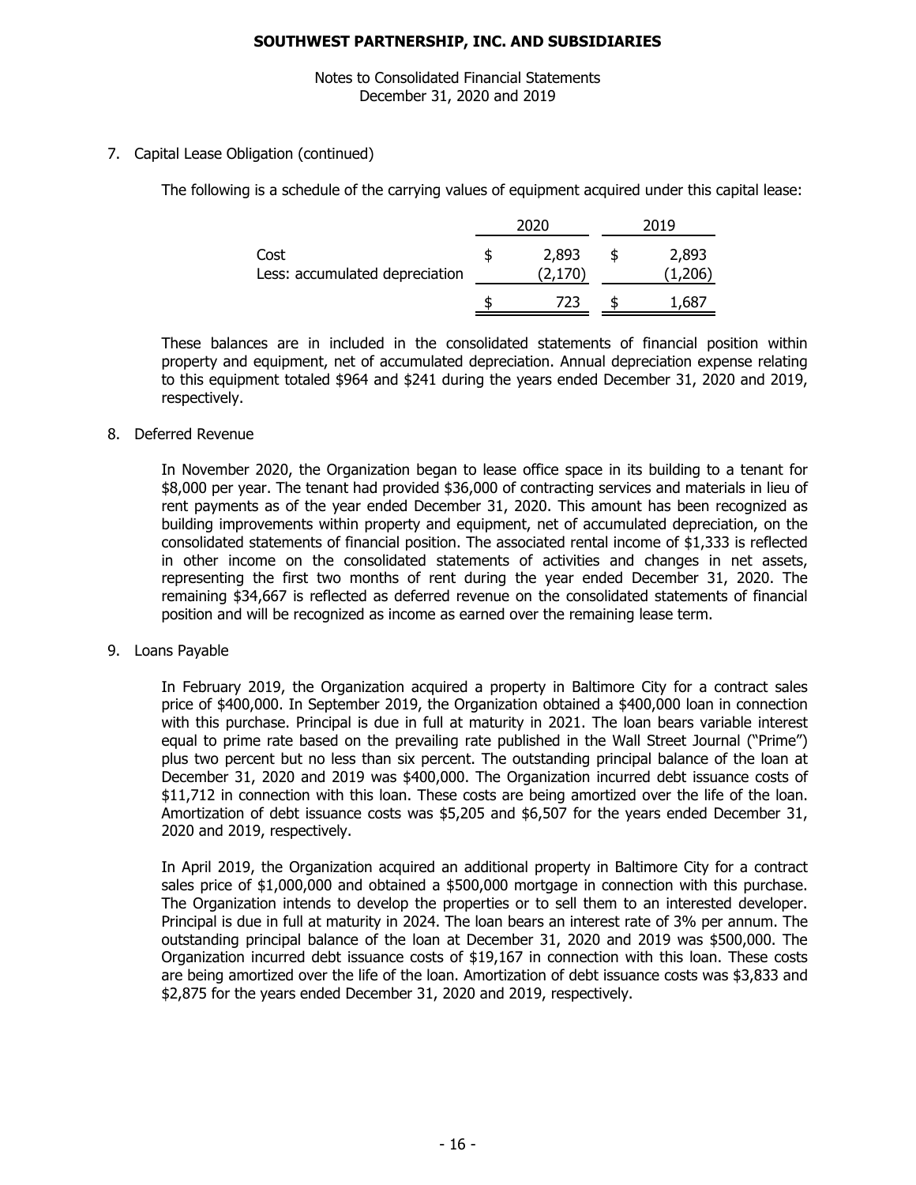7. Capital Lease Obligation (continued)

The following is a schedule of the carrying values of equipment acquired under this capital lease:

| | 2020 | 2019 |
|---|---|---|
| Cost | $ 2,893 | $ 2,893 |
| Less: accumulated depreciation | (2,170) | (1,206) |
| | $ 723 | $ 1,687 |

These balances are in included in the consolidated statements of financial position within property and equipment, net of accumulated depreciation. Annual depreciation expense relating to this equipment totaled $964 and $241 during the years ended December 31, 2020 and 2019, respectively.

8. Deferred Revenue

In November 2020, the Organization began to lease office space in its building to a tenant for $8,000 per year. The tenant had provided $36,000 of contracting services and materials in lieu of rent payments as of the year ended December 31, 2020. This amount has been recognized as building improvements within property and equipment, net of accumulated depreciation, on the consolidated statements of financial position. The associated rental income of $1,333 is reflected in other income on the consolidated statements of activities and changes in net assets, representing the first two months of rent during the year ended December 31, 2020. The remaining $34,667 is reflected as deferred revenue on the consolidated statements of financial position and will be recognized as income as earned over the remaining lease term.

9. Loans Payable

In February 2019, the Organization acquired a property in Baltimore City for a contract sales price of $400,000. In September 2019, the Organization obtained a $400,000 loan in connection with this purchase. Principal is due in full at maturity in 2021. The loan bears variable interest equal to prime rate based on the prevailing rate published in the Wall Street Journal ("Prime") plus two percent but no less than six percent. The outstanding principal balance of the loan at December 31, 2020 and 2019 was $400,000. The Organization incurred debt issuance costs of $11,712 in connection with this loan. These costs are being amortized over the life of the loan. Amortization of debt issuance costs was $5,205 and $6,507 for the years ended December 31, 2020 and 2019, respectively.

In April 2019, the Organization acquired an additional property in Baltimore City for a contract sales price of $1,000,000 and obtained a $500,000 mortgage in connection with this purchase. The Organization intends to develop the properties or to sell them to an interested developer. Principal is due in full at maturity in 2024. The loan bears an interest rate of 3% per annum. The outstanding principal balance of the loan at December 31, 2020 and 2019 was $500,000. The Organization incurred debt issuance costs of $19,167 in connection with this loan. These costs are being amortized over the life of the loan. Amortization of debt issuance costs was $3,833 and $2,875 for the years ended December 31, 2020 and 2019, respectively.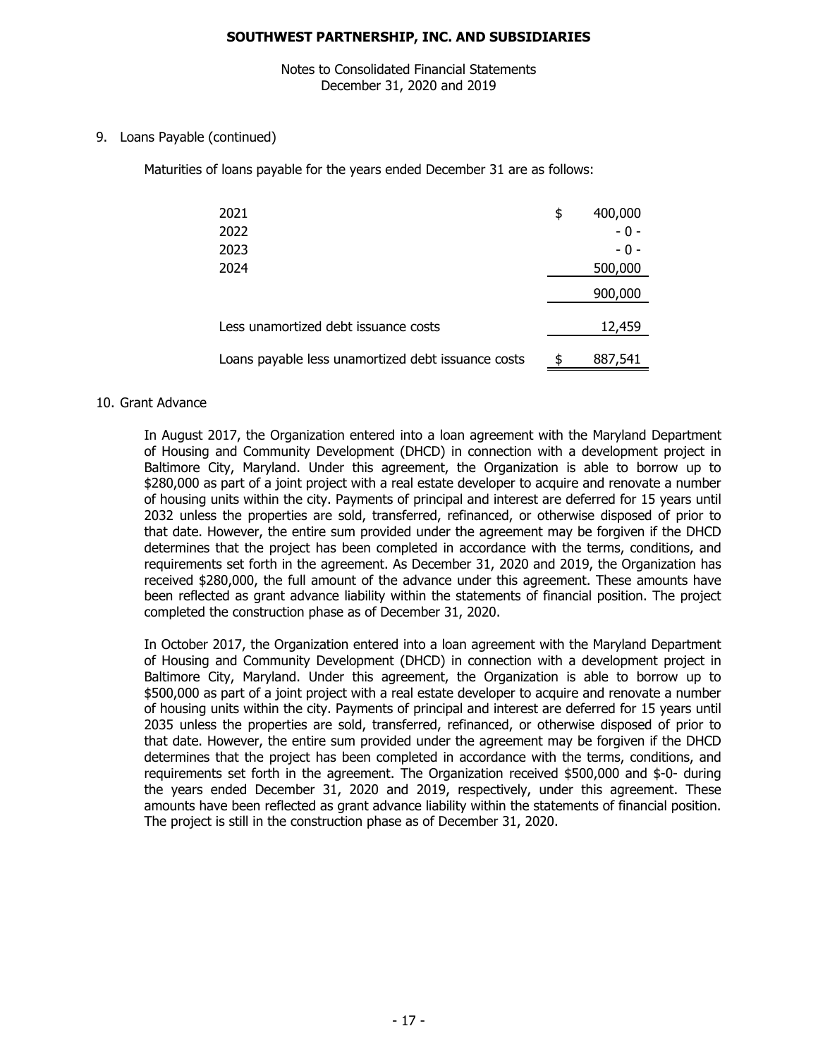9. Loans Payable (continued)

Maturities of loans payable for the years ended December 31 are as follows:

| | |
|---|---|
| 2021 | $ 400,000 |
| 2022 | - 0 - |
| 2023 | - 0 - |
| 2024 | 500,000 |
| | 900,000 |
| Less unamortized debt issuance costs | 12,459 |
| Loans payable less unamortized debt issuance costs | $ 887,541 |

10. Grant Advance

In August 2017, the Organization entered into a loan agreement with the Maryland Department of Housing and Community Development (DHCD) in connection with a development project in Baltimore City, Maryland. Under this agreement, the Organization is able to borrow up to $280,000 as part of a joint project with a real estate developer to acquire and renovate a number of housing units within the city. Payments of principal and interest are deferred for 15 years until 2032 unless the properties are sold, transferred, refinanced, or otherwise disposed of prior to that date. However, the entire sum provided under the agreement may be forgiven if the DHCD determines that the project has been completed in accordance with the terms, conditions, and requirements set forth in the agreement. As December 31, 2020 and 2019, the Organization has received $280,000, the full amount of the advance under this agreement. These amounts have been reflected as grant advance liability within the statements of financial position. The project completed the construction phase as of December 31, 2020.

In October 2017, the Organization entered into a loan agreement with the Maryland Department of Housing and Community Development (DHCD) in connection with a development project in Baltimore City, Maryland. Under this agreement, the Organization is able to borrow up to $500,000 as part of a joint project with a real estate developer to acquire and renovate a number of housing units within the city. Payments of principal and interest are deferred for 15 years until 2035 unless the properties are sold, transferred, refinanced, or otherwise disposed of prior to that date. However, the entire sum provided under the agreement may be forgiven if the DHCD determines that the project has been completed in accordance with the terms, conditions, and requirements set forth in the agreement. The Organization received $500,000 and $-0- during the years ended December 31, 2020 and 2019, respectively, under this agreement. These amounts have been reflected as grant advance liability within the statements of financial position. The project is still in the construction phase as of December 31, 2020.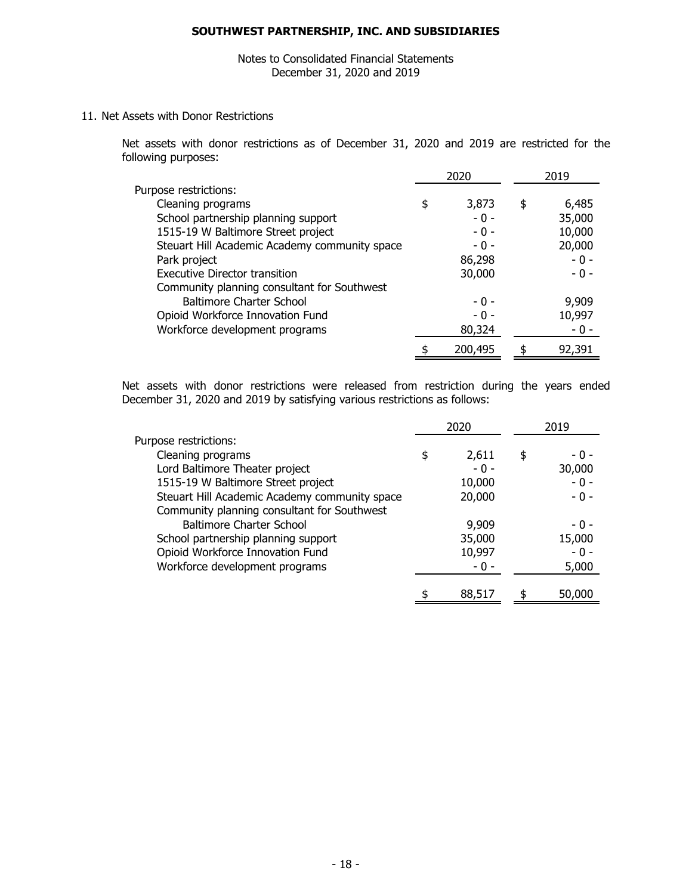## 11. Net Assets with Donor Restrictions

Net assets with donor restrictions as of December 31, 2020 and 2019 are restricted for the following purposes:

| | 2020 | 2019 |
|---|---|---|
| Purpose restrictions: | | |
| Cleaning programs | $ 3,873 | $ 6,485 |
| School partnership planning support | - 0 - | 35,000 |
| 1515-19 W Baltimore Street project | - 0 - | 10,000 |
| Steuart Hill Academic Academy community space | - 0 - | 20,000 |
| Park project | 86,298 | - 0 - |
| Executive Director transition | 30,000 | - 0 - |
| Community planning consultant for Southwest Baltimore Charter School | - 0 - | 9,909 |
| Opioid Workforce Innovation Fund | - 0 - | 10,997 |
| Workforce development programs | 80,324 | - 0 - |
| | $ 200,495 | $ 92,391 |

Net assets with donor restrictions were released from restriction during the years ended December 31, 2020 and 2019 by satisfying various restrictions as follows:

| | 2020 | 2019 |
|---|---|---|
| Purpose restrictions: | | |
| Cleaning programs | $ 2,611 | $ - 0 - |
| Lord Baltimore Theater project | - 0 - | 30,000 |
| 1515-19 W Baltimore Street project | 10,000 | - 0 - |
| Steuart Hill Academic Academy community space | 20,000 | - 0 - |
| Community planning consultant for Southwest Baltimore Charter School | 9,909 | - 0 - |
| School partnership planning support | 35,000 | 15,000 |
| Opioid Workforce Innovation Fund | 10,997 | - 0 - |
| Workforce development programs | - 0 - | 5,000 |
| | $ 88,517 | $ 50,000 |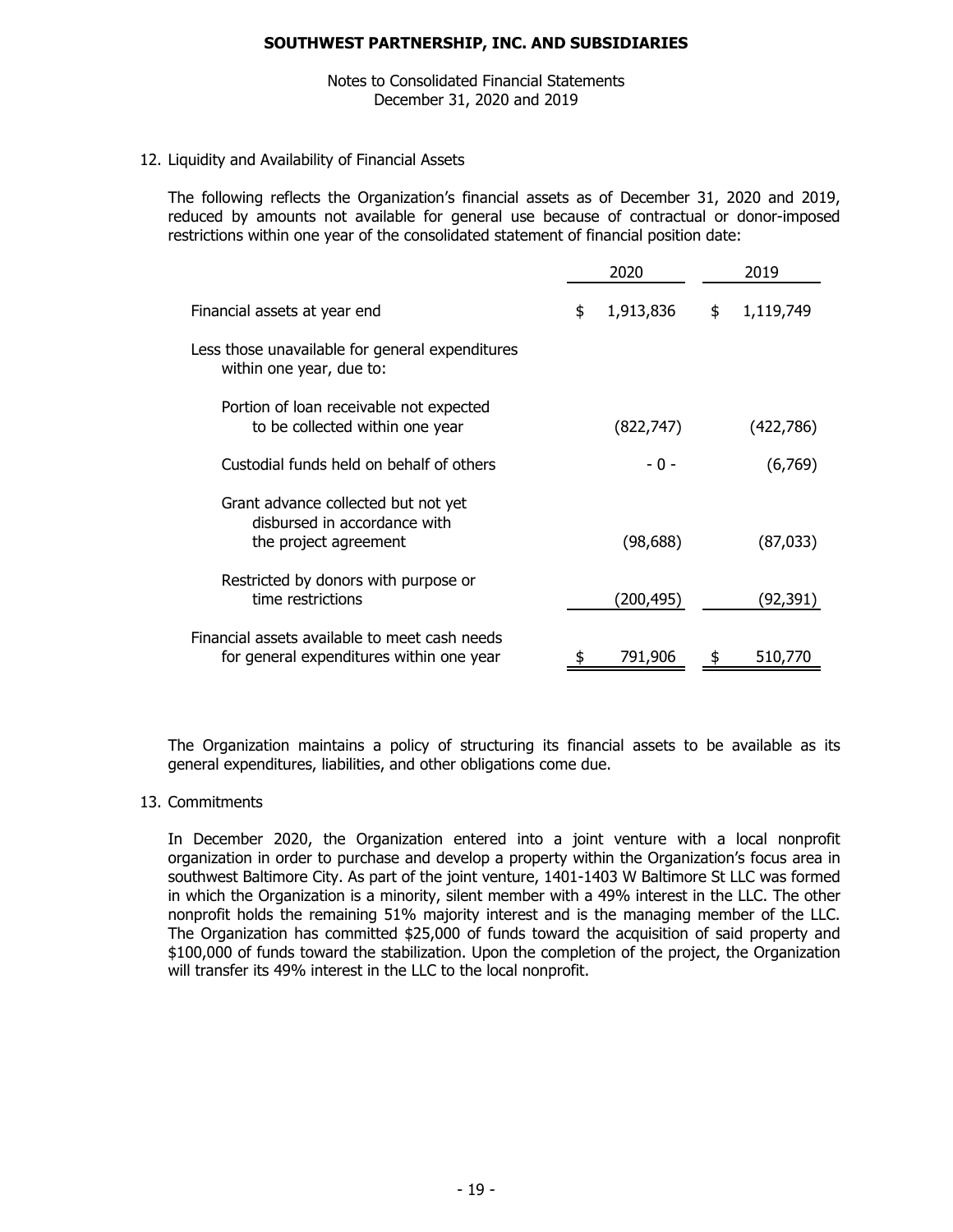SOUTHWEST PARTNERSHIP, INC. AND SUBSIDIARIES

Notes to Consolidated Financial Statements
December 31, 2020 and 2019

12. Liquidity and Availability of Financial Assets

The following reflects the Organization's financial assets as of December 31, 2020 and 2019, reduced by amounts not available for general use because of contractual or donor-imposed restrictions within one year of the consolidated statement of financial position date:

| | 2020 | 2019 |
|---|---|---|
| Financial assets at year end | $ 1,913,836 | $ 1,119,749 |
| Less those unavailable for general expenditures within one year, due to: | | |
| Portion of loan receivable not expected to be collected within one year | (822,747) | (422,786) |
| Custodial funds held on behalf of others | - 0 - | (6,769) |
| Grant advance collected but not yet disbursed in accordance with the project agreement | (98,688) | (87,033) |
| Restricted by donors with purpose or time restrictions | (200,495) | (92,391) |
| Financial assets available to meet cash needs for general expenditures within one year | $ 791,906 | $ 510,770 |

The Organization maintains a policy of structuring its financial assets to be available as its general expenditures, liabilities, and other obligations come due.

13. Commitments

In December 2020, the Organization entered into a joint venture with a local nonprofit organization in order to purchase and develop a property within the Organization's focus area in southwest Baltimore City. As part of the joint venture, 1401-1403 W Baltimore St LLC was formed in which the Organization is a minority, silent member with a 49% interest in the LLC. The other nonprofit holds the remaining 51% majority interest and is the managing member of the LLC. The Organization has committed $25,000 of funds toward the acquisition of said property and $100,000 of funds toward the stabilization. Upon the completion of the project, the Organization will transfer its 49% interest in the LLC to the local nonprofit.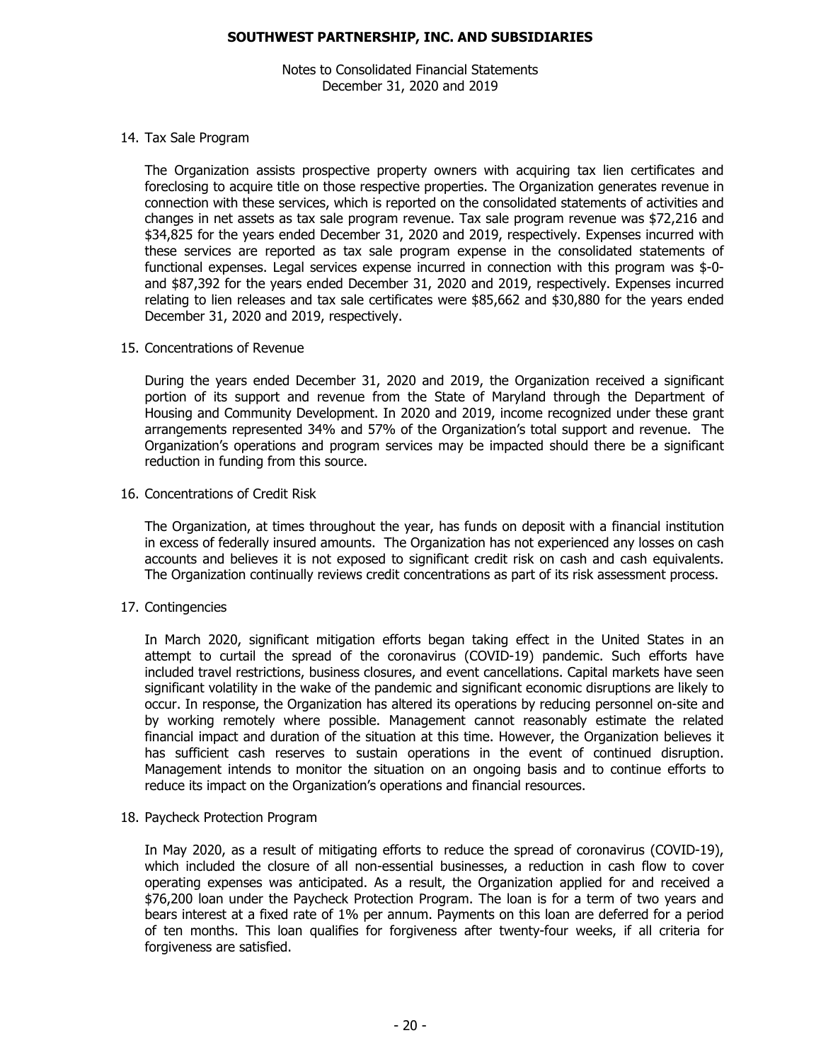## 14. Tax Sale Program

The Organization assists prospective property owners with acquiring tax lien certificates and foreclosing to acquire title on those respective properties. The Organization generates revenue in connection with these services, which is reported on the consolidated statements of activities and changes in net assets as tax sale program revenue. Tax sale program revenue was $72,216 and $34,825 for the years ended December 31, 2020 and 2019, respectively. Expenses incurred with these services are reported as tax sale program expense in the consolidated statements of functional expenses. Legal services expense incurred in connection with this program was $-0- and $87,392 for the years ended December 31, 2020 and 2019, respectively. Expenses incurred relating to lien releases and tax sale certificates were $85,662 and $30,880 for the years ended December 31, 2020 and 2019, respectively.

## 15. Concentrations of Revenue

During the years ended December 31, 2020 and 2019, the Organization received a significant portion of its support and revenue from the State of Maryland through the Department of Housing and Community Development. In 2020 and 2019, income recognized under these grant arrangements represented 34% and 57% of the Organization's total support and revenue. The Organization's operations and program services may be impacted should there be a significant reduction in funding from this source.

## 16. Concentrations of Credit Risk

The Organization, at times throughout the year, has funds on deposit with a financial institution in excess of federally insured amounts. The Organization has not experienced any losses on cash accounts and believes it is not exposed to significant credit risk on cash and cash equivalents. The Organization continually reviews credit concentrations as part of its risk assessment process.

## 17. Contingencies

In March 2020, significant mitigation efforts began taking effect in the United States in an attempt to curtail the spread of the coronavirus (COVID-19) pandemic. Such efforts have included travel restrictions, business closures, and event cancellations. Capital markets have seen significant volatility in the wake of the pandemic and significant economic disruptions are likely to occur. In response, the Organization has altered its operations by reducing personnel on-site and by working remotely where possible. Management cannot reasonably estimate the related financial impact and duration of the situation at this time. However, the Organization believes it has sufficient cash reserves to sustain operations in the event of continued disruption. Management intends to monitor the situation on an ongoing basis and to continue efforts to reduce its impact on the Organization's operations and financial resources.

## 18. Paycheck Protection Program

In May 2020, as a result of mitigating efforts to reduce the spread of coronavirus (COVID-19), which included the closure of all non-essential businesses, a reduction in cash flow to cover operating expenses was anticipated. As a result, the Organization applied for and received a $76,200 loan under the Paycheck Protection Program. The loan is for a term of two years and bears interest at a fixed rate of 1% per annum. Payments on this loan are deferred for a period of ten months. This loan qualifies for forgiveness after twenty-four weeks, if all criteria for forgiveness are satisfied.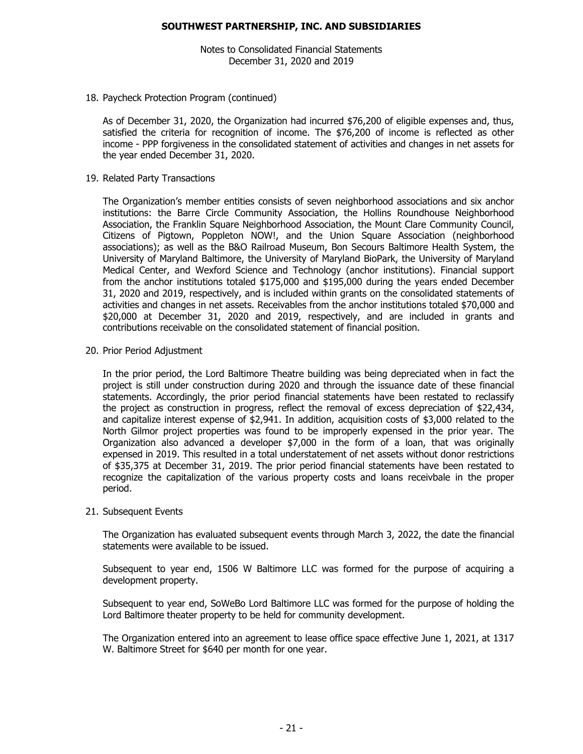## 18. Paycheck Protection Program (continued)

As of December 31, 2020, the Organization had incurred $76,200 of eligible expenses and, thus, satisfied the criteria for recognition of income. The $76,200 of income is reflected as other income - PPP forgiveness in the consolidated statement of activities and changes in net assets for the year ended December 31, 2020.

## 19. Related Party Transactions

The Organization's member entities consists of seven neighborhood associations and six anchor institutions: the Barre Circle Community Association, the Hollins Roundhouse Neighborhood Association, the Franklin Square Neighborhood Association, the Mount Clare Community Council, Citizens of Pigtown, Poppleton NOW!, and the Union Square Association (neighborhood associations); as well as the B&O Railroad Museum, Bon Secours Baltimore Health System, the University of Maryland Baltimore, the University of Maryland BioPark, the University of Maryland Medical Center, and Wexford Science and Technology (anchor institutions). Financial support from the anchor institutions totaled $175,000 and $195,000 during the years ended December 31, 2020 and 2019, respectively, and is included within grants on the consolidated statements of activities and changes in net assets. Receivables from the anchor institutions totaled $70,000 and $20,000 at December 31, 2020 and 2019, respectively, and are included in grants and contributions receivable on the consolidated statement of financial position.

## 20. Prior Period Adjustment

In the prior period, the Lord Baltimore Theatre building was being depreciated when in fact the project is still under construction during 2020 and through the issuance date of these financial statements. Accordingly, the prior period financial statements have been restated to reclassify the project as construction in progress, reflect the removal of excess depreciation of $22,434, and capitalize interest expense of $2,941. In addition, acquisition costs of $3,000 related to the North Gilmor project properties was found to be improperly expensed in the prior year. The Organization also advanced a developer $7,000 in the form of a loan, that was originally expensed in 2019. This resulted in a total understatement of net assets without donor restrictions of $35,375 at December 31, 2019. The prior period financial statements have been restated to recognize the capitalization of the various property costs and loans receivbale in the proper period.

## 21. Subsequent Events

The Organization has evaluated subsequent events through March 3, 2022, the date the financial statements were available to be issued.

Subsequent to year end, 1506 W Baltimore LLC was formed for the purpose of acquiring a development property.

Subsequent to year end, SoWeBo Lord Baltimore LLC was formed for the purpose of holding the Lord Baltimore theater property to be held for community development.

The Organization entered into an agreement to lease office space effective June 1, 2021, at 1317 W. Baltimore Street for $640 per month for one year.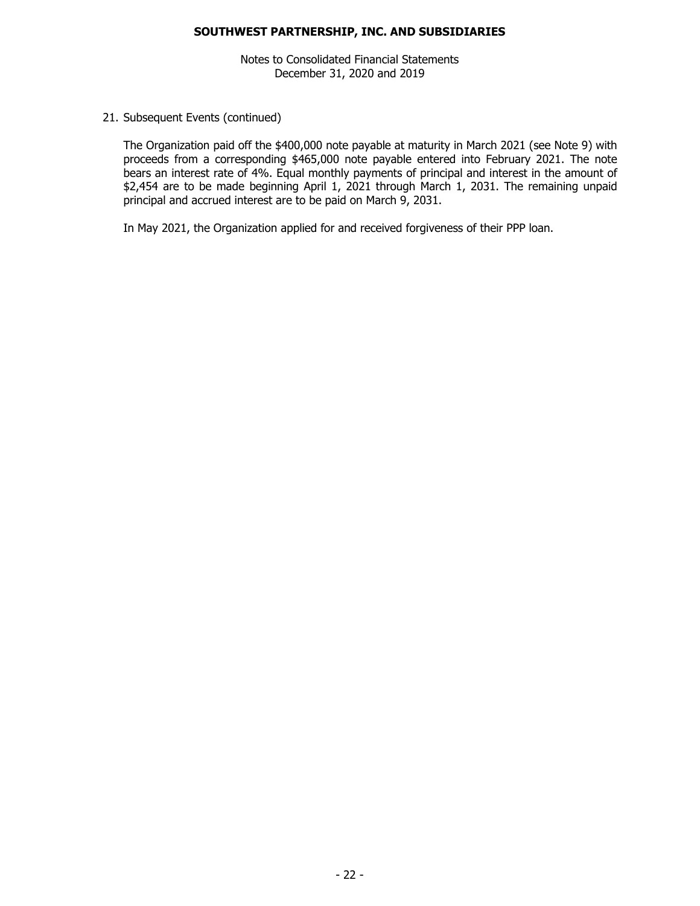21. Subsequent Events (continued)

The Organization paid off the $400,000 note payable at maturity in March 2021 (see Note 9) with proceeds from a corresponding $465,000 note payable entered into February 2021. The note bears an interest rate of 4%. Equal monthly payments of principal and interest in the amount of $2,454 are to be made beginning April 1, 2021 through March 1, 2031. The remaining unpaid principal and accrued interest are to be paid on March 9, 2031.

In May 2021, the Organization applied for and received forgiveness of their PPP loan.